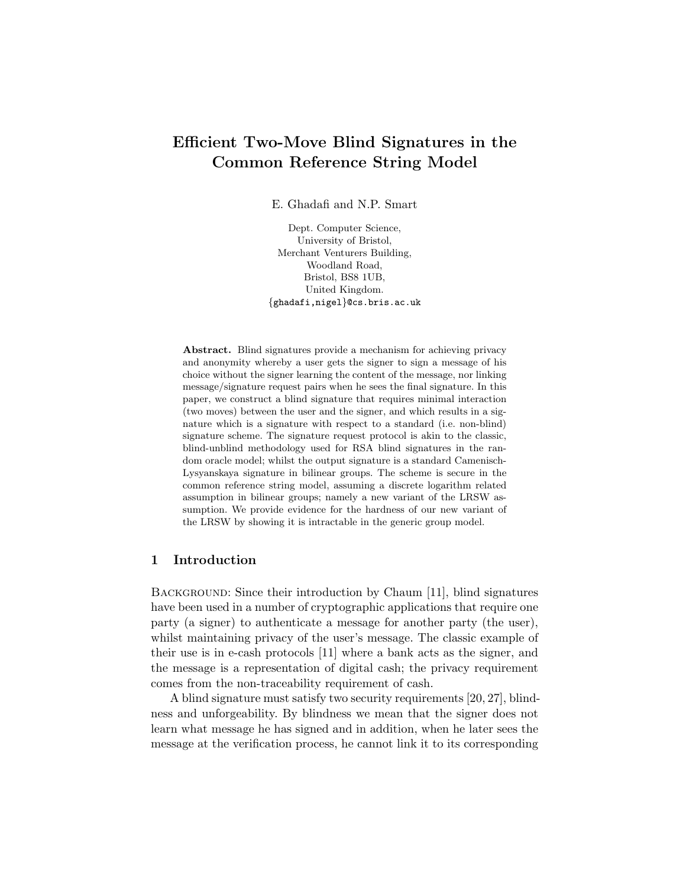# Efficient Two-Move Blind Signatures in the Common Reference String Model

E. Ghadafi and N.P. Smart

Dept. Computer Science,
University of Bristol,
Merchant Venturers Building,
Woodland Road,
Bristol, BS8 1UB,
United Kingdom.
{ghadafi,nigel}@cs.bris.ac.uk

**Abstract.** Blind signatures provide a mechanism for achieving privacy and anonymity whereby a user gets the signer to sign a message of his choice without the signer learning the content of the message, nor linking message/signature request pairs when he sees the final signature. In this paper, we construct a blind signature that requires minimal interaction (two moves) between the user and the signer, and which results in a signature which is a signature with respect to a standard (i.e. non-blind) signature scheme. The signature request protocol is akin to the classic, blind-unblind methodology used for RSA blind signatures in the random oracle model; whilst the output signature is a standard Camenisch-Lysyanskaya signature in bilinear groups. The scheme is secure in the common reference string model, assuming a discrete logarithm related assumption in bilinear groups; namely a new variant of the LRSW assumption. We provide evidence for the hardness of our new variant of the LRSW by showing it is intractable in the generic group model.

## 1 Introduction

Background: Since their introduction by Chaum [11], blind signatures have been used in a number of cryptographic applications that require one party (a signer) to authenticate a message for another party (the user), whilst maintaining privacy of the user's message. The classic example of their use is in e-cash protocols [11] where a bank acts as the signer, and the message is a representation of digital cash; the privacy requirement comes from the non-traceability requirement of cash.

A blind signature must satisfy two security requirements [20, 27], blindness and unforgeability. By blindness we mean that the signer does not learn what message he has signed and in addition, when he later sees the message at the verification process, he cannot link it to its corresponding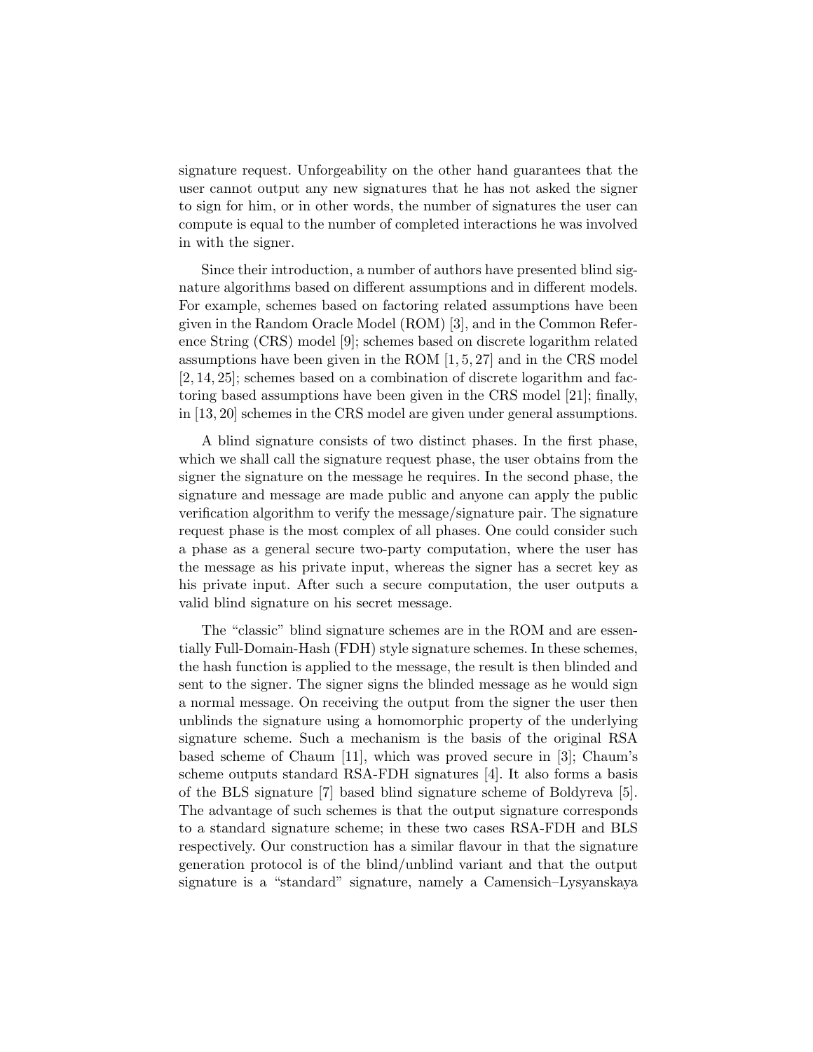signature request. Unforgeability on the other hand guarantees that the user cannot output any new signatures that he has not asked the signer to sign for him, or in other words, the number of signatures the user can compute is equal to the number of completed interactions he was involved in with the signer.

Since their introduction, a number of authors have presented blind signature algorithms based on different assumptions and in different models. For example, schemes based on factoring related assumptions have been given in the Random Oracle Model (ROM) [3], and in the Common Reference String (CRS) model [9]; schemes based on discrete logarithm related assumptions have been given in the ROM [1, 5, 27] and in the CRS model [2, 14, 25]; schemes based on a combination of discrete logarithm and factoring based assumptions have been given in the CRS model [21]; finally, in [13, 20] schemes in the CRS model are given under general assumptions.

A blind signature consists of two distinct phases. In the first phase, which we shall call the signature request phase, the user obtains from the signer the signature on the message he requires. In the second phase, the signature and message are made public and anyone can apply the public verification algorithm to verify the message/signature pair. The signature request phase is the most complex of all phases. One could consider such a phase as a general secure two-party computation, where the user has the message as his private input, whereas the signer has a secret key as his private input. After such a secure computation, the user outputs a valid blind signature on his secret message.

The "classic" blind signature schemes are in the ROM and are essentially Full-Domain-Hash (FDH) style signature schemes. In these schemes, the hash function is applied to the message, the result is then blinded and sent to the signer. The signer signs the blinded message as he would sign a normal message. On receiving the output from the signer the user then unblinds the signature using a homomorphic property of the underlying signature scheme. Such a mechanism is the basis of the original RSA based scheme of Chaum [11], which was proved secure in [3]; Chaum's scheme outputs standard RSA-FDH signatures [4]. It also forms a basis of the BLS signature [7] based blind signature scheme of Boldyreva [5]. The advantage of such schemes is that the output signature corresponds to a standard signature scheme; in these two cases RSA-FDH and BLS respectively. Our construction has a similar flavour in that the signature generation protocol is of the blind/unblind variant and that the output signature is a "standard" signature, namely a Camensich–Lysyanskaya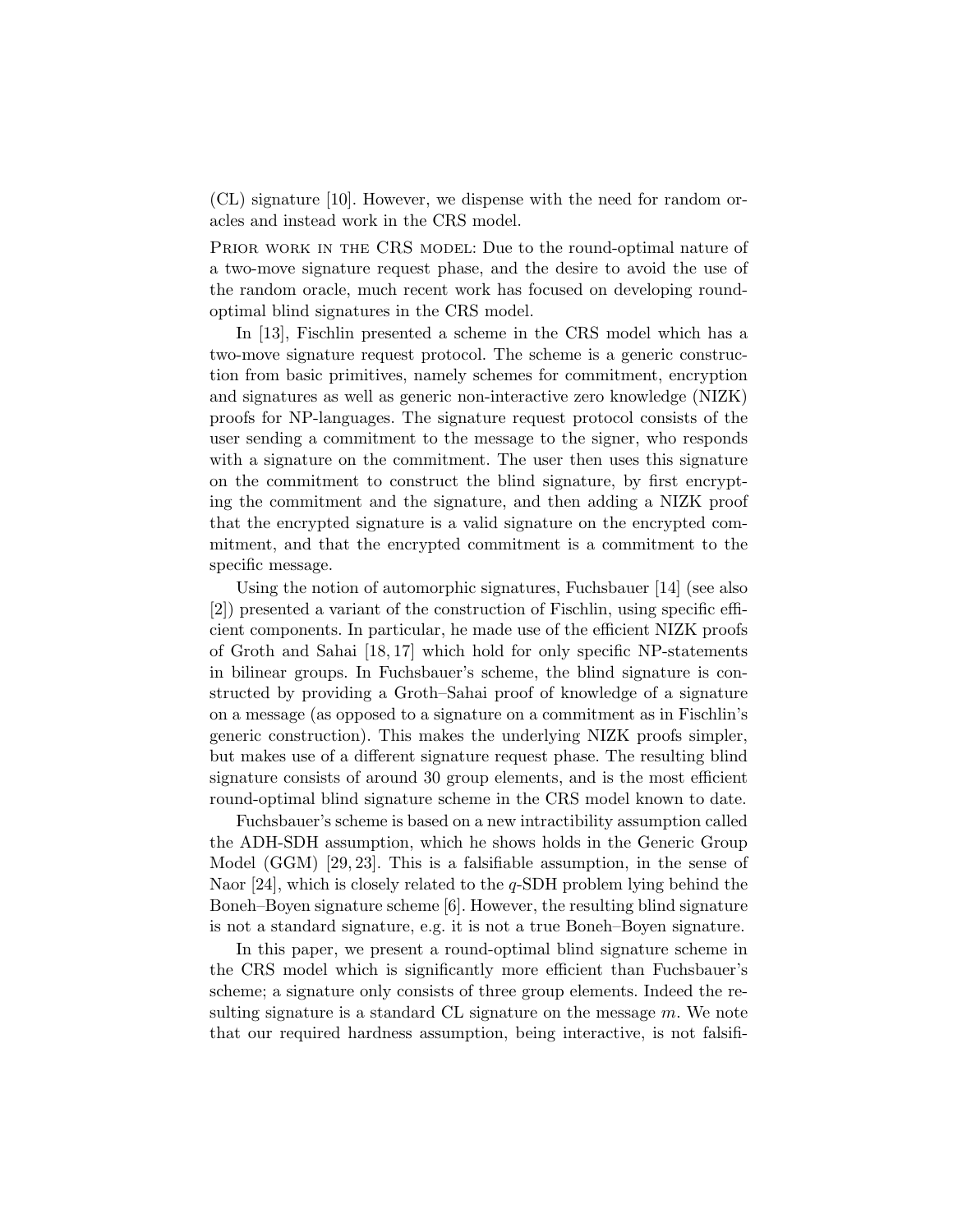(CL) signature [10]. However, we dispense with the need for random oracles and instead work in the CRS model.

Prior work in the CRS model: Due to the round-optimal nature of a two-move signature request phase, and the desire to avoid the use of the random oracle, much recent work has focused on developing round-optimal blind signatures in the CRS model.

In [13], Fischlin presented a scheme in the CRS model which has a two-move signature request protocol. The scheme is a generic construction from basic primitives, namely schemes for commitment, encryption and signatures as well as generic non-interactive zero knowledge (NIZK) proofs for NP-languages. The signature request protocol consists of the user sending a commitment to the message to the signer, who responds with a signature on the commitment. The user then uses this signature on the commitment to construct the blind signature, by first encrypting the commitment and the signature, and then adding a NIZK proof that the encrypted signature is a valid signature on the encrypted commitment, and that the encrypted commitment is a commitment to the specific message.

Using the notion of automorphic signatures, Fuchsbauer [14] (see also [2]) presented a variant of the construction of Fischlin, using specific efficient components. In particular, he made use of the efficient NIZK proofs of Groth and Sahai [18, 17] which hold for only specific NP-statements in bilinear groups. In Fuchsbauer's scheme, the blind signature is constructed by providing a Groth–Sahai proof of knowledge of a signature on a message (as opposed to a signature on a commitment as in Fischlin's generic construction). This makes the underlying NIZK proofs simpler, but makes use of a different signature request phase. The resulting blind signature consists of around 30 group elements, and is the most efficient round-optimal blind signature scheme in the CRS model known to date.

Fuchsbauer's scheme is based on a new intractibility assumption called the ADH-SDH assumption, which he shows holds in the Generic Group Model (GGM) [29, 23]. This is a falsifiable assumption, in the sense of Naor [24], which is closely related to the $q$-SDH problem lying behind the Boneh–Boyen signature scheme [6]. However, the resulting blind signature is not a standard signature, e.g. it is not a true Boneh–Boyen signature.

In this paper, we present a round-optimal blind signature scheme in the CRS model which is significantly more efficient than Fuchsbauer's scheme; a signature only consists of three group elements. Indeed the resulting signature is a standard CL signature on the message $m$. We note that our required hardness assumption, being interactive, is not falsifi-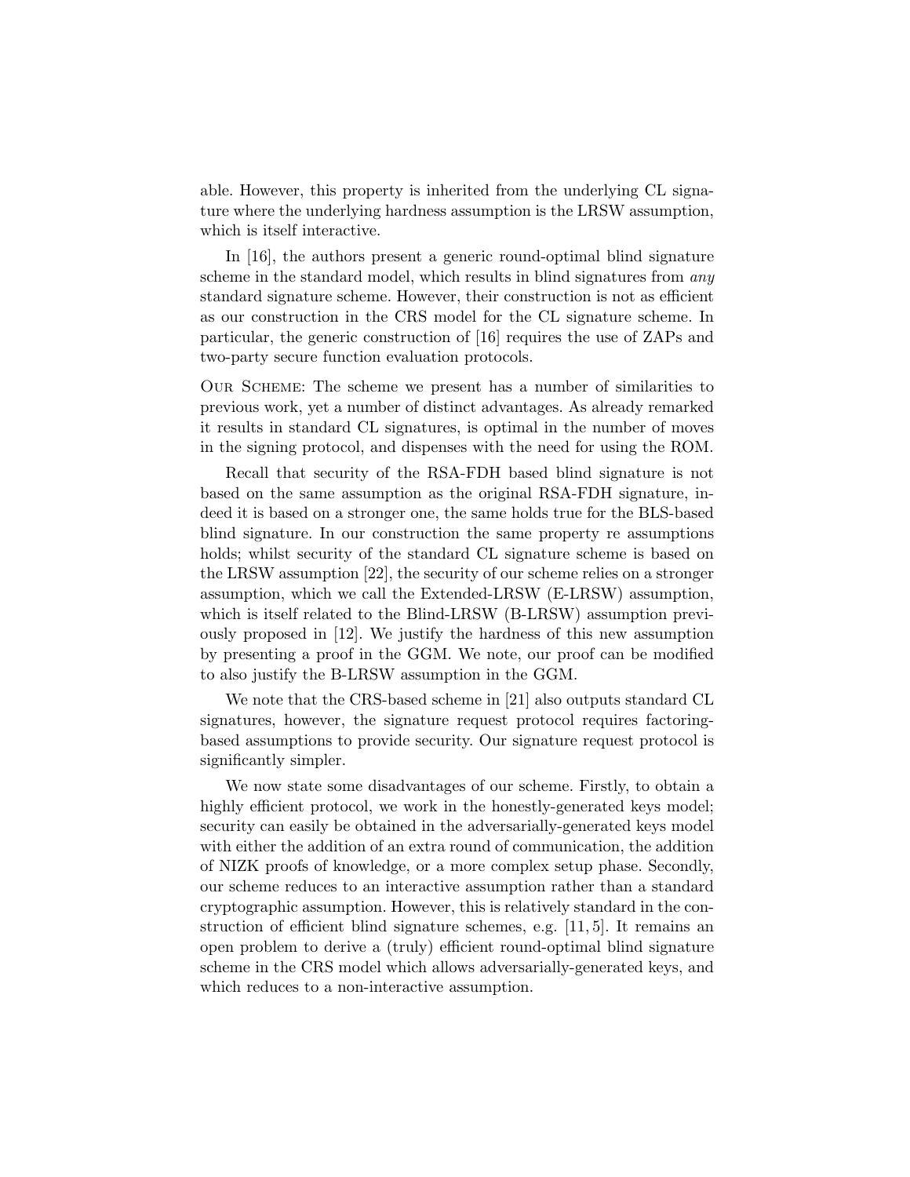able. However, this property is inherited from the underlying CL signature where the underlying hardness assumption is the LRSW assumption, which is itself interactive.

In [16], the authors present a generic round-optimal blind signature scheme in the standard model, which results in blind signatures from *any* standard signature scheme. However, their construction is not as efficient as our construction in the CRS model for the CL signature scheme. In particular, the generic construction of [16] requires the use of ZAPs and two-party secure function evaluation protocols.

Our Scheme: The scheme we present has a number of similarities to previous work, yet a number of distinct advantages. As already remarked it results in standard CL signatures, is optimal in the number of moves in the signing protocol, and dispenses with the need for using the ROM.

Recall that security of the RSA-FDH based blind signature is not based on the same assumption as the original RSA-FDH signature, indeed it is based on a stronger one, the same holds true for the BLS-based blind signature. In our construction the same property re assumptions holds; whilst security of the standard CL signature scheme is based on the LRSW assumption [22], the security of our scheme relies on a stronger assumption, which we call the Extended-LRSW (E-LRSW) assumption, which is itself related to the Blind-LRSW (B-LRSW) assumption previously proposed in [12]. We justify the hardness of this new assumption by presenting a proof in the GGM. We note, our proof can be modified to also justify the B-LRSW assumption in the GGM.

We note that the CRS-based scheme in [21] also outputs standard CL signatures, however, the signature request protocol requires factoring-based assumptions to provide security. Our signature request protocol is significantly simpler.

We now state some disadvantages of our scheme. Firstly, to obtain a highly efficient protocol, we work in the honestly-generated keys model; security can easily be obtained in the adversarially-generated keys model with either the addition of an extra round of communication, the addition of NIZK proofs of knowledge, or a more complex setup phase. Secondly, our scheme reduces to an interactive assumption rather than a standard cryptographic assumption. However, this is relatively standard in the construction of efficient blind signature schemes, e.g. [11, 5]. It remains an open problem to derive a (truly) efficient round-optimal blind signature scheme in the CRS model which allows adversarially-generated keys, and which reduces to a non-interactive assumption.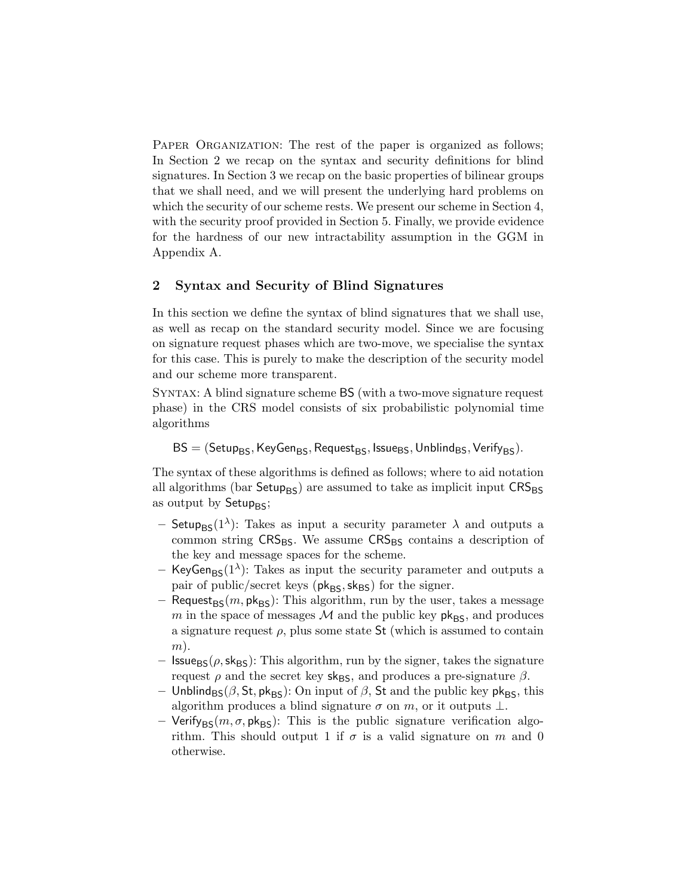Paper Organization: The rest of the paper is organized as follows; In Section 2 we recap on the syntax and security definitions for blind signatures. In Section 3 we recap on the basic properties of bilinear groups that we shall need, and we will present the underlying hard problems on which the security of our scheme rests. We present our scheme in Section 4, with the security proof provided in Section 5. Finally, we provide evidence for the hardness of our new intractability assumption in the GGM in Appendix A.

## 2 Syntax and Security of Blind Signatures

In this section we define the syntax of blind signatures that we shall use, as well as recap on the standard security model. Since we are focusing on signature request phases which are two-move, we specialise the syntax for this case. This is purely to make the description of the security model and our scheme more transparent.

Syntax: A blind signature scheme $\mathsf{BS}$ (with a two-move signature request phase) in the CRS model consists of six probabilistic polynomial time algorithms

$$\mathsf{BS} = (\mathsf{Setup}_{\mathsf{BS}}, \mathsf{KeyGen}_{\mathsf{BS}}, \mathsf{Request}_{\mathsf{BS}}, \mathsf{Issue}_{\mathsf{BS}}, \mathsf{Unblind}_{\mathsf{BS}}, \mathsf{Verify}_{\mathsf{BS}}).$$

The syntax of these algorithms is defined as follows; where to aid notation all algorithms (bar $\mathsf{Setup}_{\mathsf{BS}}$) are assumed to take as implicit input $\mathsf{CRS}_{\mathsf{BS}}$ as output by $\mathsf{Setup}_{\mathsf{BS}}$;

- $\mathsf{Setup}_{\mathsf{BS}}(1^\lambda)$: Takes as input a security parameter $\lambda$ and outputs a common string $\mathsf{CRS}_{\mathsf{BS}}$. We assume $\mathsf{CRS}_{\mathsf{BS}}$ contains a description of the key and message spaces for the scheme.
- $\mathsf{KeyGen}_{\mathsf{BS}}(1^\lambda)$: Takes as input the security parameter and outputs a pair of public/secret keys $(\mathsf{pk}_{\mathsf{BS}}, \mathsf{sk}_{\mathsf{BS}})$ for the signer.
- $\mathsf{Request}_{\mathsf{BS}}(m, \mathsf{pk}_{\mathsf{BS}})$: This algorithm, run by the user, takes a message $m$ in the space of messages $\mathcal{M}$ and the public key $\mathsf{pk}_{\mathsf{BS}}$, and produces a signature request $\rho$, plus some state $\mathsf{St}$ (which is assumed to contain $m$).
- $\mathsf{Issue}_{\mathsf{BS}}(\rho, \mathsf{sk}_{\mathsf{BS}})$: This algorithm, run by the signer, takes the signature request $\rho$ and the secret key $\mathsf{sk}_{\mathsf{BS}}$, and produces a pre-signature $\beta$.
- $\mathsf{Unblind}_{\mathsf{BS}}(\beta, \mathsf{St}, \mathsf{pk}_{\mathsf{BS}})$: On input of $\beta$, $\mathsf{St}$ and the public key $\mathsf{pk}_{\mathsf{BS}}$, this algorithm produces a blind signature $\sigma$ on $m$, or it outputs $\perp$.
- $\mathsf{Verify}_{\mathsf{BS}}(m, \sigma, \mathsf{pk}_{\mathsf{BS}})$: This is the public signature verification algorithm. This should output 1 if $\sigma$ is a valid signature on $m$ and 0 otherwise.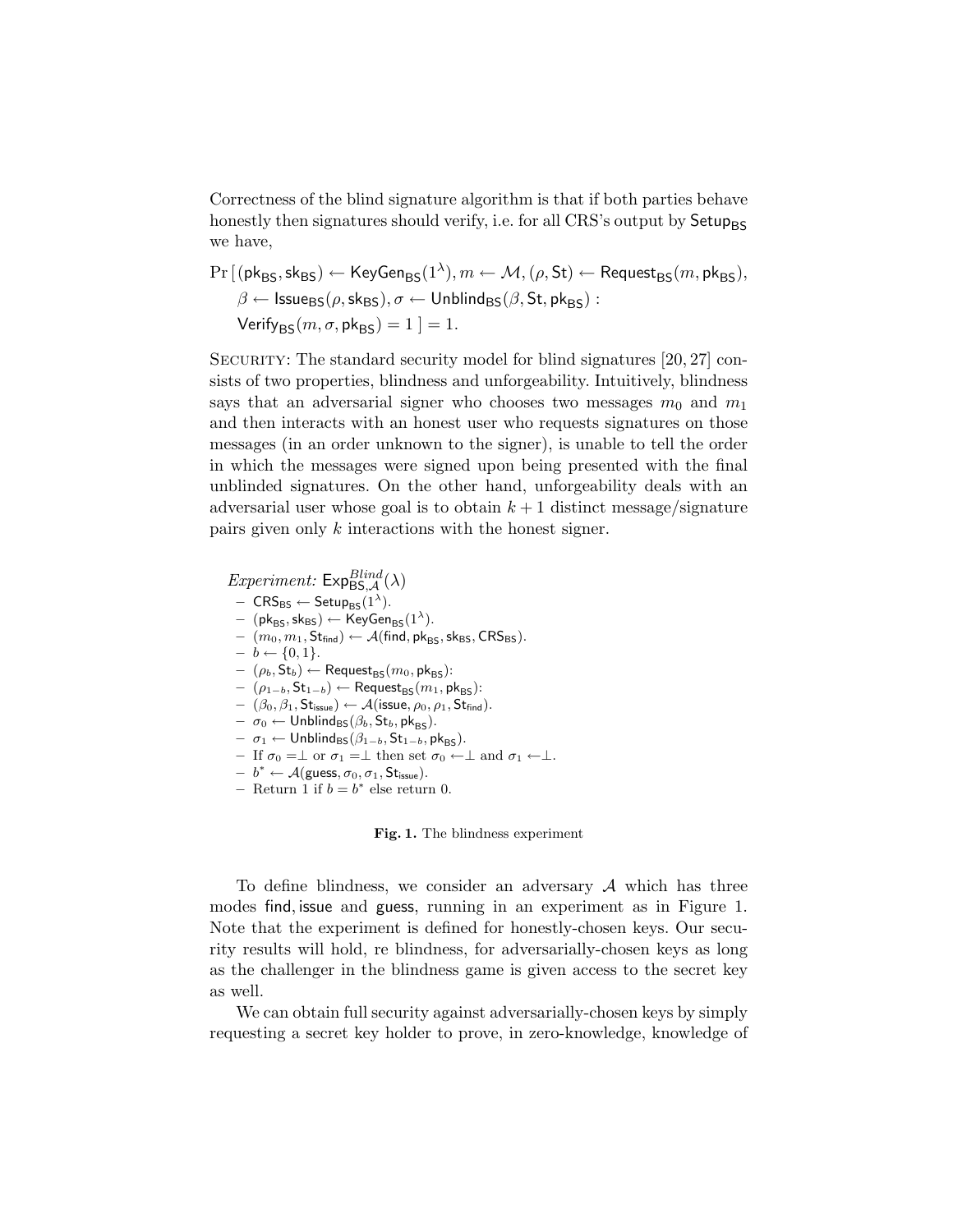Correctness of the blind signature algorithm is that if both parties behave honestly then signatures should verify, i.e. for all CRS's output by $\mathsf{Setup}_{\mathsf{BS}}$ we have,

$$\begin{aligned}\Pr\,[\,&(\mathsf{pk}_{\mathsf{BS}}, \mathsf{sk}_{\mathsf{BS}}) \leftarrow \mathsf{KeyGen}_{\mathsf{BS}}(1^\lambda), m \leftarrow \mathcal{M}, (\rho, \mathsf{St}) \leftarrow \mathsf{Request}_{\mathsf{BS}}(m, \mathsf{pk}_{\mathsf{BS}}),\\ &\beta \leftarrow \mathsf{Issue}_{\mathsf{BS}}(\rho, \mathsf{sk}_{\mathsf{BS}}), \sigma \leftarrow \mathsf{Unblind}_{\mathsf{BS}}(\beta, \mathsf{St}, \mathsf{pk}_{\mathsf{BS}}) :\\ &\mathsf{Verify}_{\mathsf{BS}}(m, \sigma, \mathsf{pk}_{\mathsf{BS}}) = 1\,] = 1.\end{aligned}$$

Security: The standard security model for blind signatures [20, 27] consists of two properties, blindness and unforgeability. Intuitively, blindness says that an adversarial signer who chooses two messages $m_0$ and $m_1$ and then interacts with an honest user who requests signatures on those messages (in an order unknown to the signer), is unable to tell the order in which the messages were signed upon being presented with the final unblinded signatures. On the other hand, unforgeability deals with an adversarial user whose goal is to obtain $k + 1$ distinct message/signature pairs given only $k$ interactions with the honest signer.

*Experiment:* $\mathsf{Exp}^{Blind}_{\mathsf{BS},\mathcal{A}}(\lambda)$
- $\mathsf{CRS}_{\mathsf{BS}} \leftarrow \mathsf{Setup}_{\mathsf{BS}}(1^\lambda)$.
- $(\mathsf{pk}_{\mathsf{BS}}, \mathsf{sk}_{\mathsf{BS}}) \leftarrow \mathsf{KeyGen}_{\mathsf{BS}}(1^\lambda)$.
- $(m_0, m_1, \mathsf{St}_{\mathsf{find}}) \leftarrow \mathcal{A}(\mathsf{find}, \mathsf{pk}_{\mathsf{BS}}, \mathsf{sk}_{\mathsf{BS}}, \mathsf{CRS}_{\mathsf{BS}})$.
- $b \leftarrow \{0, 1\}$.
- $(\rho_b, \mathsf{St}_b) \leftarrow \mathsf{Request}_{\mathsf{BS}}(m_0, \mathsf{pk}_{\mathsf{BS}})$:
- $(\rho_{1-b}, \mathsf{St}_{1-b}) \leftarrow \mathsf{Request}_{\mathsf{BS}}(m_1, \mathsf{pk}_{\mathsf{BS}})$:
- $(\beta_0, \beta_1, \mathsf{St}_{\mathsf{issue}}) \leftarrow \mathcal{A}(\mathsf{issue}, \rho_0, \rho_1, \mathsf{St}_{\mathsf{find}})$.
- $\sigma_0 \leftarrow \mathsf{Unblind}_{\mathsf{BS}}(\beta_b, \mathsf{St}_b, \mathsf{pk}_{\mathsf{BS}})$.
- $\sigma_1 \leftarrow \mathsf{Unblind}_{\mathsf{BS}}(\beta_{1-b}, \mathsf{St}_{1-b}, \mathsf{pk}_{\mathsf{BS}})$.
- If $\sigma_0 = \perp$ or $\sigma_1 = \perp$ then set $\sigma_0 \leftarrow \perp$ and $\sigma_1 \leftarrow \perp$.
- $b^* \leftarrow \mathcal{A}(\mathsf{guess}, \sigma_0, \sigma_1, \mathsf{St}_{\mathsf{issue}})$.
- Return 1 if $b = b^*$ else return 0.

**Fig. 1.** The blindness experiment

To define blindness, we consider an adversary $\mathcal{A}$ which has three modes find, issue and guess, running in an experiment as in Figure 1. Note that the experiment is defined for honestly-chosen keys. Our security results will hold, re blindness, for adversarially-chosen keys as long as the challenger in the blindness game is given access to the secret key as well.

We can obtain full security against adversarially-chosen keys by simply requesting a secret key holder to prove, in zero-knowledge, knowledge of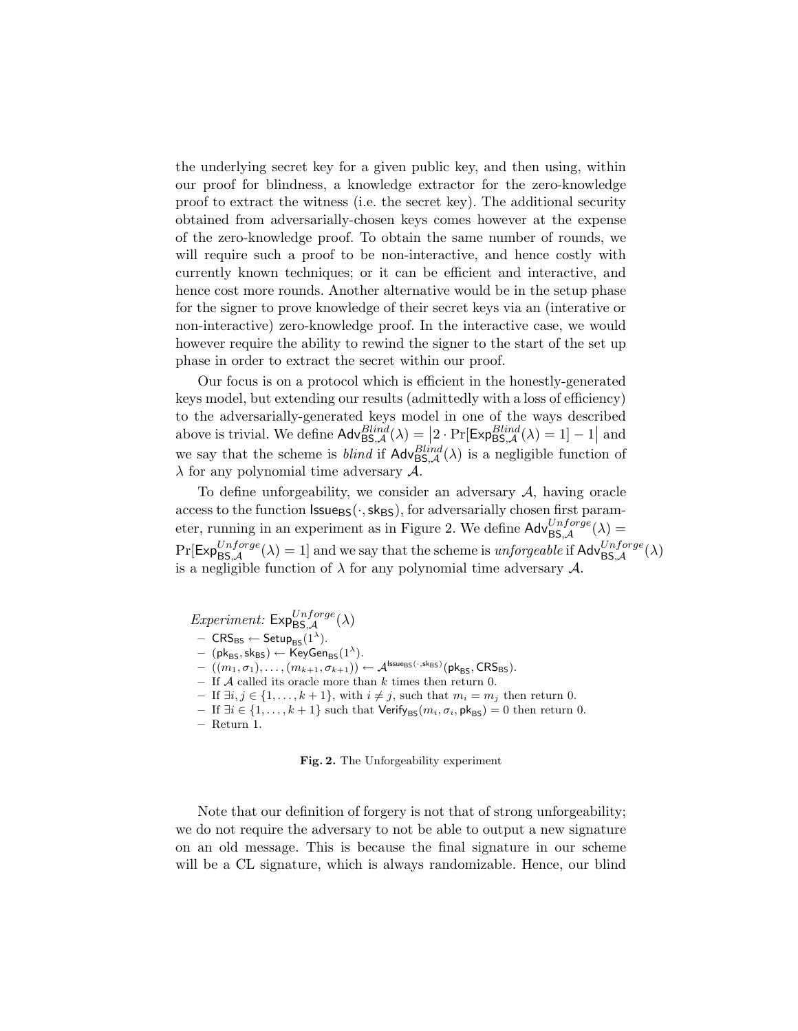the underlying secret key for a given public key, and then using, within our proof for blindness, a knowledge extractor for the zero-knowledge proof to extract the witness (i.e. the secret key). The additional security obtained from adversarially-chosen keys comes however at the expense of the zero-knowledge proof. To obtain the same number of rounds, we will require such a proof to be non-interactive, and hence costly with currently known techniques; or it can be efficient and interactive, and hence cost more rounds. Another alternative would be in the setup phase for the signer to prove knowledge of their secret keys via an (interative or non-interactive) zero-knowledge proof. In the interactive case, we would however require the ability to rewind the signer to the start of the set up phase in order to extract the secret within our proof.

Our focus is on a protocol which is efficient in the honestly-generated keys model, but extending our results (admittedly with a loss of efficiency) to the adversarially-generated keys model in one of the ways described above is trivial. We define $\mathsf{Adv}^{Blind}_{\mathsf{BS},\mathcal{A}}(\lambda) = \left|2 \cdot \Pr[\mathsf{Exp}^{Blind}_{\mathsf{BS},\mathcal{A}}(\lambda) = 1] - 1\right|$ and we say that the scheme is *blind* if $\mathsf{Adv}^{Blind}_{\mathsf{BS},\mathcal{A}}(\lambda)$ is a negligible function of $\lambda$ for any polynomial time adversary $\mathcal{A}$.

To define unforgeability, we consider an adversary $\mathcal{A}$, having oracle access to the function $\mathsf{Issue}_{\mathsf{BS}}(\cdot, \mathsf{sk}_{\mathsf{BS}})$, for adversarially chosen first parameter, running in an experiment as in Figure 2. We define $\mathsf{Adv}^{Unforge}_{\mathsf{BS},\mathcal{A}}(\lambda) = \Pr[\mathsf{Exp}^{Unforge}_{\mathsf{BS},\mathcal{A}}(\lambda) = 1]$ and we say that the scheme is *unforgeable* if $\mathsf{Adv}^{Unforge}_{\mathsf{BS},\mathcal{A}}(\lambda)$ is a negligible function of $\lambda$ for any polynomial time adversary $\mathcal{A}$.

*Experiment:* $\mathsf{Exp}^{Unforge}_{\mathsf{BS},\mathcal{A}}(\lambda)$

- $\mathsf{CRS}_{\mathsf{BS}} \leftarrow \mathsf{Setup}_{\mathsf{BS}}(1^\lambda)$.
- $(\mathsf{pk}_{\mathsf{BS}}, \mathsf{sk}_{\mathsf{BS}}) \leftarrow \mathsf{KeyGen}_{\mathsf{BS}}(1^\lambda)$.
- $((m_1, \sigma_1), \ldots, (m_{k+1}, \sigma_{k+1})) \leftarrow \mathcal{A}^{\mathsf{Issue}_{\mathsf{BS}}(\cdot, \mathsf{sk}_{\mathsf{BS}})}(\mathsf{pk}_{\mathsf{BS}}, \mathsf{CRS}_{\mathsf{BS}})$.
- If $\mathcal{A}$ called its oracle more than $k$ times then return 0.
- If $\exists i, j \in \{1, \ldots, k+1\}$, with $i \neq j$, such that $m_i = m_j$ then return 0.
- If $\exists i \in \{1, \ldots, k+1\}$ such that $\mathsf{Verify}_{\mathsf{BS}}(m_i, \sigma_i, \mathsf{pk}_{\mathsf{BS}}) = 0$ then return 0.
- Return 1.

**Fig. 2.** The Unforgeability experiment

Note that our definition of forgery is not that of strong unforgeability; we do not require the adversary to not be able to output a new signature on an old message. This is because the final signature in our scheme will be a CL signature, which is always randomizable. Hence, our blind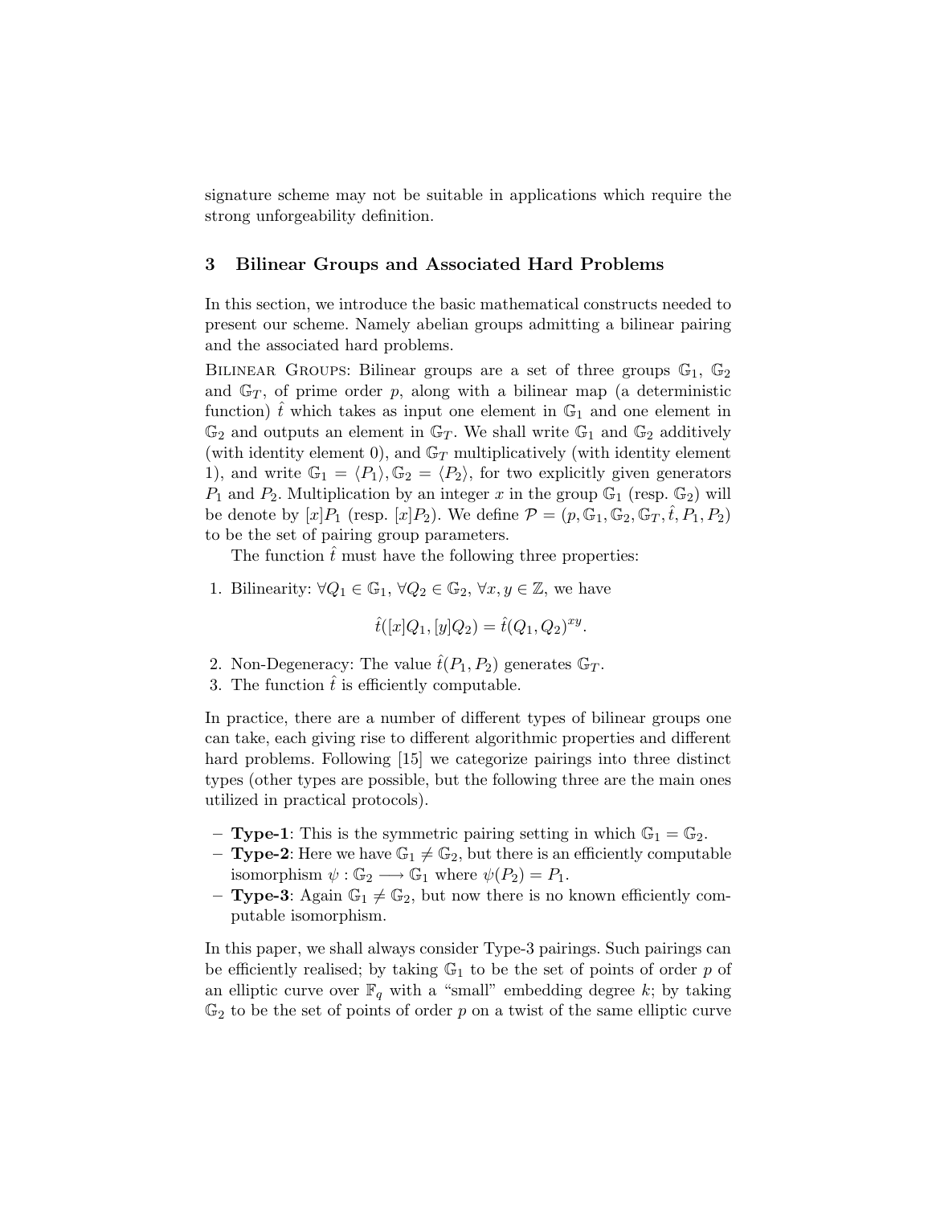signature scheme may not be suitable in applications which require the strong unforgeability definition.

## 3 Bilinear Groups and Associated Hard Problems

In this section, we introduce the basic mathematical constructs needed to present our scheme. Namely abelian groups admitting a bilinear pairing and the associated hard problems.

Bilinear Groups: Bilinear groups are a set of three groups $\mathbb{G}_1$, $\mathbb{G}_2$ and $\mathbb{G}_T$, of prime order $p$, along with a bilinear map (a deterministic function) $\hat{t}$ which takes as input one element in $\mathbb{G}_1$ and one element in $\mathbb{G}_2$ and outputs an element in $\mathbb{G}_T$. We shall write $\mathbb{G}_1$ and $\mathbb{G}_2$ additively (with identity element 0), and $\mathbb{G}_T$ multiplicatively (with identity element 1), and write $\mathbb{G}_1 = \langle P_1 \rangle, \mathbb{G}_2 = \langle P_2 \rangle$, for two explicitly given generators $P_1$ and $P_2$. Multiplication by an integer $x$ in the group $\mathbb{G}_1$ (resp. $\mathbb{G}_2$) will be denote by $[x]P_1$ (resp. $[x]P_2$). We define $\mathcal{P} = (p, \mathbb{G}_1, \mathbb{G}_2, \mathbb{G}_T, \hat{t}, P_1, P_2)$ to be the set of pairing group parameters.

The function $\hat{t}$ must have the following three properties:

1. Bilinearity: $\forall Q_1 \in \mathbb{G}_1$, $\forall Q_2 \in \mathbb{G}_2$, $\forall x, y \in \mathbb{Z}$, we have

$$\hat{t}([x]Q_1, [y]Q_2) = \hat{t}(Q_1, Q_2)^{xy}.$$

2. Non-Degeneracy: The value $\hat{t}(P_1, P_2)$ generates $\mathbb{G}_T$.
3. The function $\hat{t}$ is efficiently computable.

In practice, there are a number of different types of bilinear groups one can take, each giving rise to different algorithmic properties and different hard problems. Following [15] we categorize pairings into three distinct types (other types are possible, but the following three are the main ones utilized in practical protocols).

- **Type-1**: This is the symmetric pairing setting in which $\mathbb{G}_1 = \mathbb{G}_2$.
- **Type-2**: Here we have $\mathbb{G}_1 \neq \mathbb{G}_2$, but there is an efficiently computable isomorphism $\psi : \mathbb{G}_2 \longrightarrow \mathbb{G}_1$ where $\psi(P_2) = P_1$.
- **Type-3**: Again $\mathbb{G}_1 \neq \mathbb{G}_2$, but now there is no known efficiently computable isomorphism.

In this paper, we shall always consider Type-3 pairings. Such pairings can be efficiently realised; by taking $\mathbb{G}_1$ to be the set of points of order $p$ of an elliptic curve over $\mathbb{F}_q$ with a "small" embedding degree $k$; by taking $\mathbb{G}_2$ to be the set of points of order $p$ on a twist of the same elliptic curve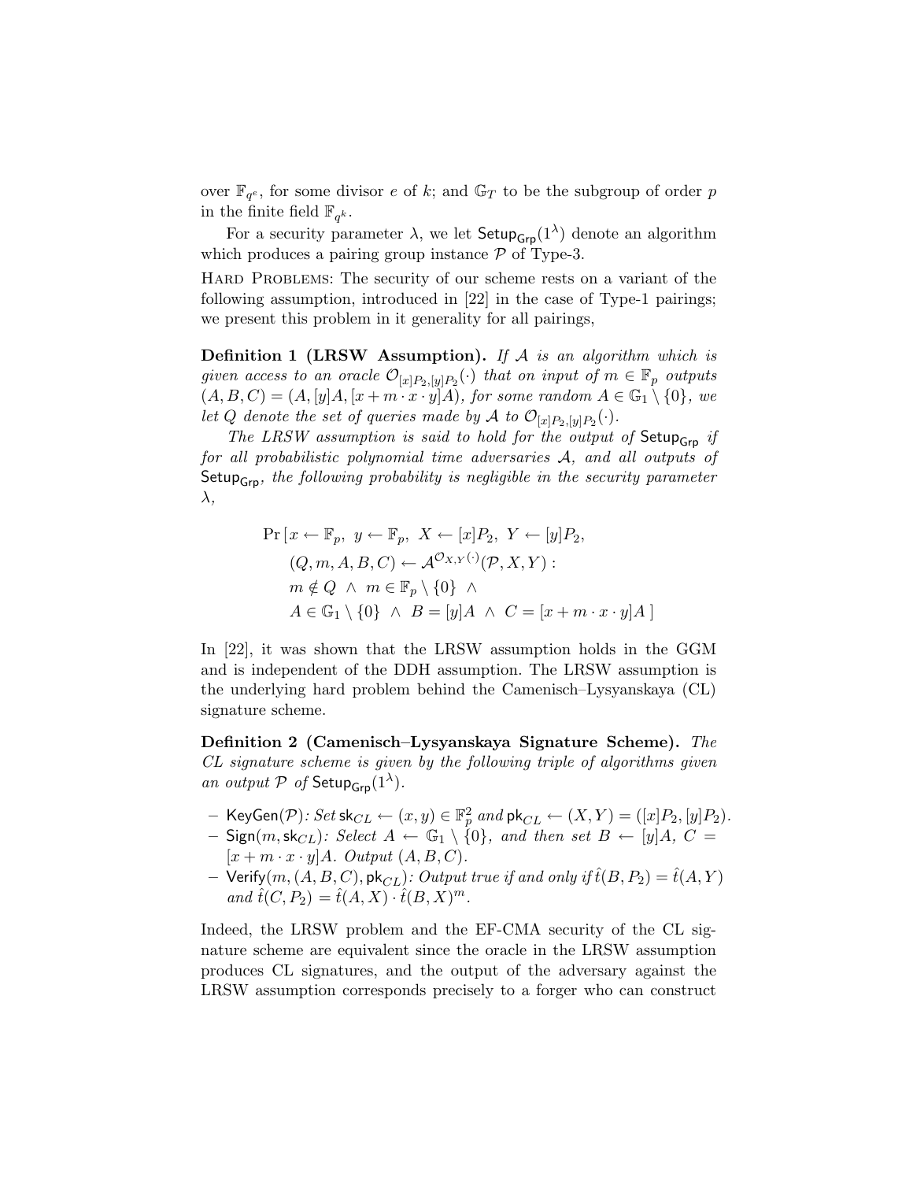over $\mathbb{F}_{q^e}$, for some divisor $e$ of $k$; and $\mathbb{G}_T$ to be the subgroup of order $p$ in the finite field $\mathbb{F}_{q^k}$.

For a security parameter $\lambda$, we let $\mathsf{Setup}_{\mathsf{Grp}}(1^\lambda)$ denote an algorithm which produces a pairing group instance $\mathcal{P}$ of Type-3.

Hard Problems: The security of our scheme rests on a variant of the following assumption, introduced in [22] in the case of Type-1 pairings; we present this problem in it generality for all pairings,

**Definition 1 (LRSW Assumption).** *If $\mathcal{A}$ is an algorithm which is given access to an oracle $\mathcal{O}_{[x]P_2,[y]P_2}(\cdot)$ that on input of $m \in \mathbb{F}_p$ outputs $(A, B, C) = (A, [y]A, [x + m \cdot x \cdot y]A)$, for some random $A \in \mathbb{G}_1 \setminus \{0\}$, we let $Q$ denote the set of queries made by $\mathcal{A}$ to $\mathcal{O}_{[x]P_2,[y]P_2}(\cdot)$.*

*The LRSW assumption is said to hold for the output of $\mathsf{Setup}_{\mathsf{Grp}}$ if for all probabilistic polynomial time adversaries $\mathcal{A}$, and all outputs of $\mathsf{Setup}_{\mathsf{Grp}}$, the following probability is negligible in the security parameter $\lambda$,*

$$
\begin{aligned}
\Pr\,[\,& x \leftarrow \mathbb{F}_p,\ y \leftarrow \mathbb{F}_p,\ X \leftarrow [x]P_2,\ Y \leftarrow [y]P_2, \\
& (Q, m, A, B, C) \leftarrow \mathcal{A}^{\mathcal{O}_{X,Y}(\cdot)}(\mathcal{P}, X, Y) : \\
& m \notin Q \ \wedge \ m \in \mathbb{F}_p \setminus \{0\} \ \wedge \\
& A \in \mathbb{G}_1 \setminus \{0\} \ \wedge \ B = [y]A \ \wedge \ C = [x + m \cdot x \cdot y]A\ ]
\end{aligned}
$$

In [22], it was shown that the LRSW assumption holds in the GGM and is independent of the DDH assumption. The LRSW assumption is the underlying hard problem behind the Camenisch–Lysyanskaya (CL) signature scheme.

**Definition 2 (Camenisch–Lysyanskaya Signature Scheme).** *The CL signature scheme is given by the following triple of algorithms given an output $\mathcal{P}$ of $\mathsf{Setup}_{\mathsf{Grp}}(1^\lambda)$.*

- $\mathsf{KeyGen}(\mathcal{P})$*: Set $\mathsf{sk}_{CL} \leftarrow (x, y) \in \mathbb{F}_p^2$ and $\mathsf{pk}_{CL} \leftarrow (X, Y) = ([x]P_2, [y]P_2)$.*
- $\mathsf{Sign}(m, \mathsf{sk}_{CL})$*: Select $A \leftarrow \mathbb{G}_1 \setminus \{0\}$, and then set $B \leftarrow [y]A$, $C = [x + m \cdot x \cdot y]A$. Output $(A, B, C)$.*
- $\mathsf{Verify}(m, (A, B, C), \mathsf{pk}_{CL})$*: Output true if and only if $\hat{t}(B, P_2) = \hat{t}(A, Y)$ and $\hat{t}(C, P_2) = \hat{t}(A, X) \cdot \hat{t}(B, X)^m$.*

Indeed, the LRSW problem and the EF-CMA security of the CL signature scheme are equivalent since the oracle in the LRSW assumption produces CL signatures, and the output of the adversary against the LRSW assumption corresponds precisely to a forger who can construct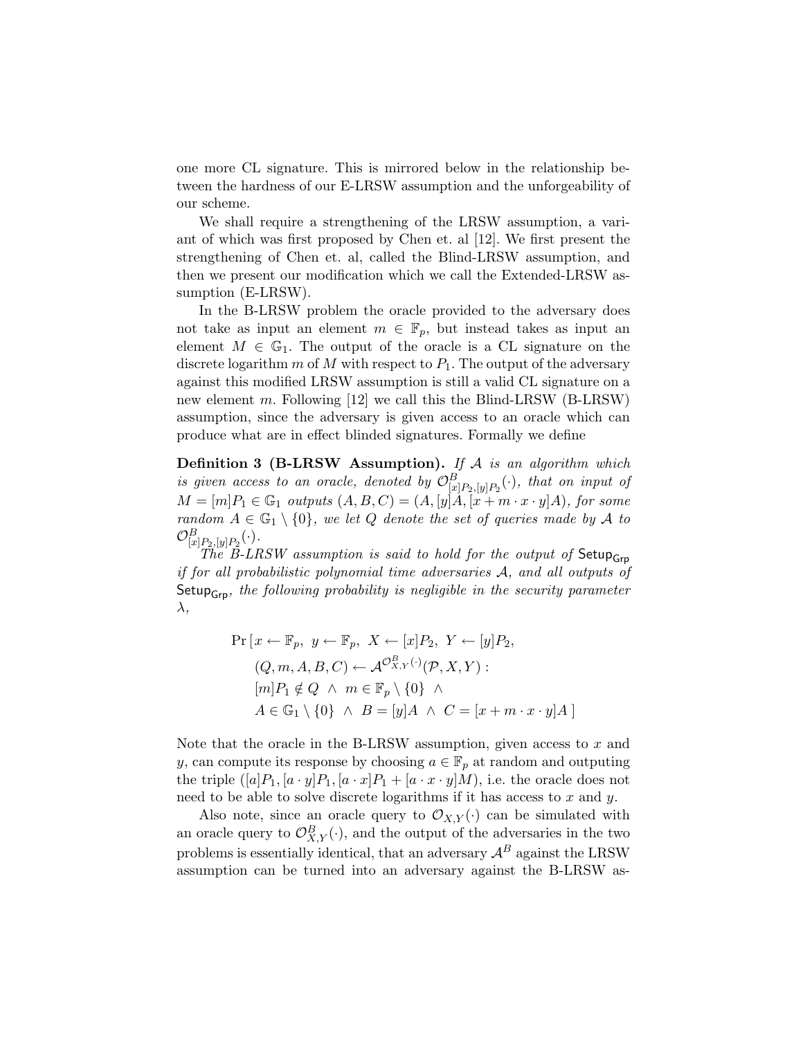one more CL signature. This is mirrored below in the relationship between the hardness of our E-LRSW assumption and the unforgeability of our scheme.

We shall require a strengthening of the LRSW assumption, a variant of which was first proposed by Chen et. al [12]. We first present the strengthening of Chen et. al, called the Blind-LRSW assumption, and then we present our modification which we call the Extended-LRSW assumption (E-LRSW).

In the B-LRSW problem the oracle provided to the adversary does not take as input an element $m \in \mathbb{F}_p$, but instead takes as input an element $M \in \mathbb{G}_1$. The output of the oracle is a CL signature on the discrete logarithm $m$ of $M$ with respect to $P_1$. The output of the adversary against this modified LRSW assumption is still a valid CL signature on a new element $m$. Following [12] we call this the Blind-LRSW (B-LRSW) assumption, since the adversary is given access to an oracle which can produce what are in effect blinded signatures. Formally we define

**Definition 3 (B-LRSW Assumption).** *If $\mathcal{A}$ is an algorithm which is given access to an oracle, denoted by $\mathcal{O}^B_{[x]P_2,[y]P_2}(\cdot)$, that on input of $M = [m]P_1 \in \mathbb{G}_1$ outputs $(A, B, C) = (A, [y]A, [x + m \cdot x \cdot y]A)$, for some random $A \in \mathbb{G}_1 \setminus \{0\}$, we let $Q$ denote the set of queries made by $\mathcal{A}$ to $\mathcal{O}^B_{[x]P_2,[y]P_2}(\cdot)$.*

*The B-LRSW assumption is said to hold for the output of $\mathsf{Setup}_{\mathsf{Grp}}$ if for all probabilistic polynomial time adversaries $\mathcal{A}$, and all outputs of $\mathsf{Setup}_{\mathsf{Grp}}$, the following probability is negligible in the security parameter $\lambda$,*

$$
\begin{aligned}
\Pr\,[\,& x \leftarrow \mathbb{F}_p,\ y \leftarrow \mathbb{F}_p,\ X \leftarrow [x]P_2,\ Y \leftarrow [y]P_2, \\
& (Q, m, A, B, C) \leftarrow \mathcal{A}^{\mathcal{O}^B_{X,Y}(\cdot)}(\mathcal{P}, X, Y): \\
& [m]P_1 \notin Q \ \wedge\ m \in \mathbb{F}_p \setminus \{0\} \ \wedge \\
& A \in \mathbb{G}_1 \setminus \{0\} \ \wedge\ B = [y]A \ \wedge\ C = [x + m \cdot x \cdot y]A\ ]
\end{aligned}
$$

Note that the oracle in the B-LRSW assumption, given access to $x$ and $y$, can compute its response by choosing $a \in \mathbb{F}_p$ at random and outputing the triple $([a]P_1, [a \cdot y]P_1, [a \cdot x]P_1 + [a \cdot x \cdot y]M)$, i.e. the oracle does not need to be able to solve discrete logarithms if it has access to $x$ and $y$.

Also note, since an oracle query to $\mathcal{O}_{X,Y}(\cdot)$ can be simulated with an oracle query to $\mathcal{O}^B_{X,Y}(\cdot)$, and the output of the adversaries in the two problems is essentially identical, that an adversary $\mathcal{A}^B$ against the LRSW assumption can be turned into an adversary against the B-LRSW as-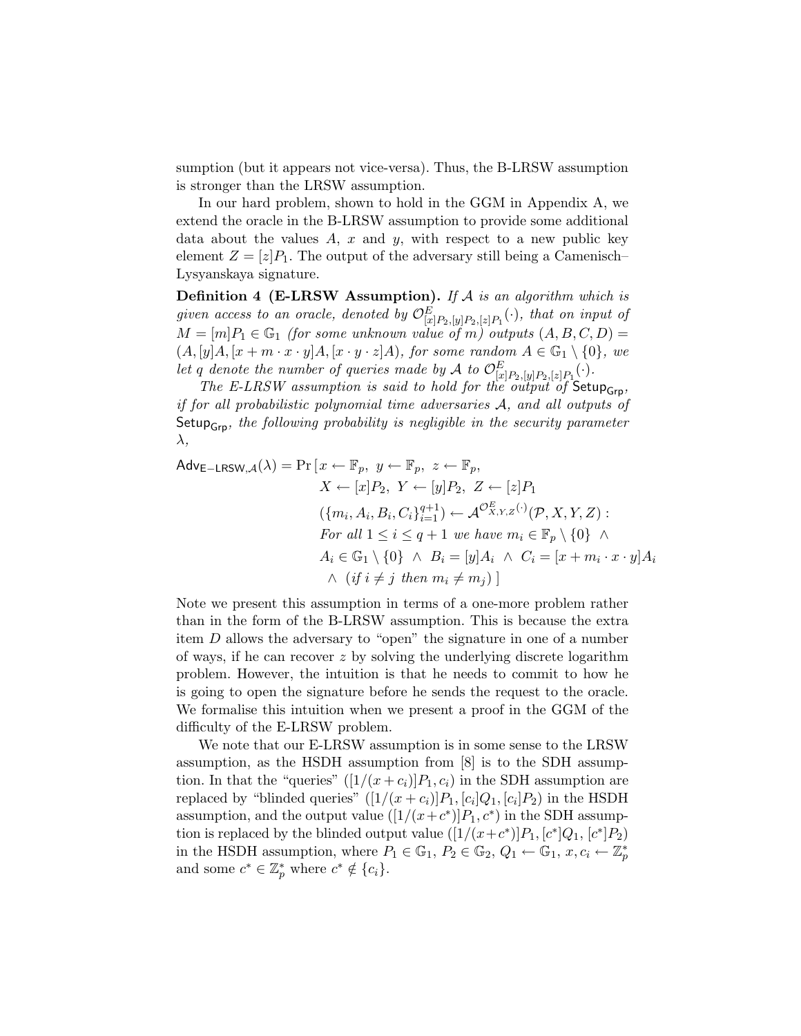sumption (but it appears not vice-versa). Thus, the B-LRSW assumption is stronger than the LRSW assumption.

In our hard problem, shown to hold in the GGM in Appendix A, we extend the oracle in the B-LRSW assumption to provide some additional data about the values $A$, $x$ and $y$, with respect to a new public key element $Z = [z]P_1$. The output of the adversary still being a Camenisch–Lysyanskaya signature.

**Definition 4 (E-LRSW Assumption).** *If $\mathcal{A}$ is an algorithm which is given access to an oracle, denoted by $\mathcal{O}^E_{[x]P_2,[y]P_2,[z]P_1}(\cdot)$, that on input of $M = [m]P_1 \in \mathbb{G}_1$ (for some unknown value of $m$) outputs $(A, B, C, D) = (A, [y]A, [x + m \cdot x \cdot y]A, [x \cdot y \cdot z]A)$, for some random $A \in \mathbb{G}_1 \setminus \{0\}$, we let $q$ denote the number of queries made by $\mathcal{A}$ to $\mathcal{O}^E_{[x]P_2,[y]P_2,[z]P_1}(\cdot)$.*

*The E-LRSW assumption is said to hold for the output of $\mathsf{Setup}_{\mathsf{Grp}}$, if for all probabilistic polynomial time adversaries $\mathcal{A}$, and all outputs of $\mathsf{Setup}_{\mathsf{Grp}}$, the following probability is negligible in the security parameter $\lambda$,*

$$
\begin{aligned}
\mathsf{Adv}_{\mathsf{E-LRSW},\mathcal{A}}(\lambda) = \Pr\,[\,& x \leftarrow \mathbb{F}_p,\ y \leftarrow \mathbb{F}_p,\ z \leftarrow \mathbb{F}_p, \\
& X \leftarrow [x]P_2,\ Y \leftarrow [y]P_2,\ Z \leftarrow [z]P_1 \\
& (\{m_i, A_i, B_i, C_i\}_{i=1}^{q+1}) \leftarrow \mathcal{A}^{\mathcal{O}^E_{X,Y,Z}(\cdot)}(\mathcal{P}, X, Y, Z) : \\
& \textit{For all } 1 \le i \le q+1 \textit{ we have } m_i \in \mathbb{F}_p \setminus \{0\} \ \wedge \\
& A_i \in \mathbb{G}_1 \setminus \{0\} \ \wedge\ B_i = [y]A_i \ \wedge\ C_i = [x + m_i \cdot x \cdot y]A_i \\
& \wedge\ (\textit{if } i \ne j \textit{ then } m_i \ne m_j)\ ]
\end{aligned}
$$

Note we present this assumption in terms of a one-more problem rather than in the form of the B-LRSW assumption. This is because the extra item $D$ allows the adversary to "open" the signature in one of a number of ways, if he can recover $z$ by solving the underlying discrete logarithm problem. However, the intuition is that he needs to commit to how he is going to open the signature before he sends the request to the oracle. We formalise this intuition when we present a proof in the GGM of the difficulty of the E-LRSW problem.

We note that our E-LRSW assumption is in some sense to the LRSW assumption, as the HSDH assumption from [8] is to the SDH assumption. In that the "queries" $([1/(x + c_i)]P_1, c_i)$ in the SDH assumption are replaced by "blinded queries" $([1/(x + c_i)]P_1, [c_i]Q_1, [c_i]P_2)$ in the HSDH assumption, and the output value $([1/(x+c^*)]P_1, c^*)$ in the SDH assumption is replaced by the blinded output value $([1/(x+c^*)]P_1, [c^*]Q_1, [c^*]P_2)$ in the HSDH assumption, where $P_1 \in \mathbb{G}_1$, $P_2 \in \mathbb{G}_2$, $Q_1 \leftarrow \mathbb{G}_1$, $x, c_i \leftarrow \mathbb{Z}_p^*$ and some $c^* \in \mathbb{Z}_p^*$ where $c^* \notin \{c_i\}$.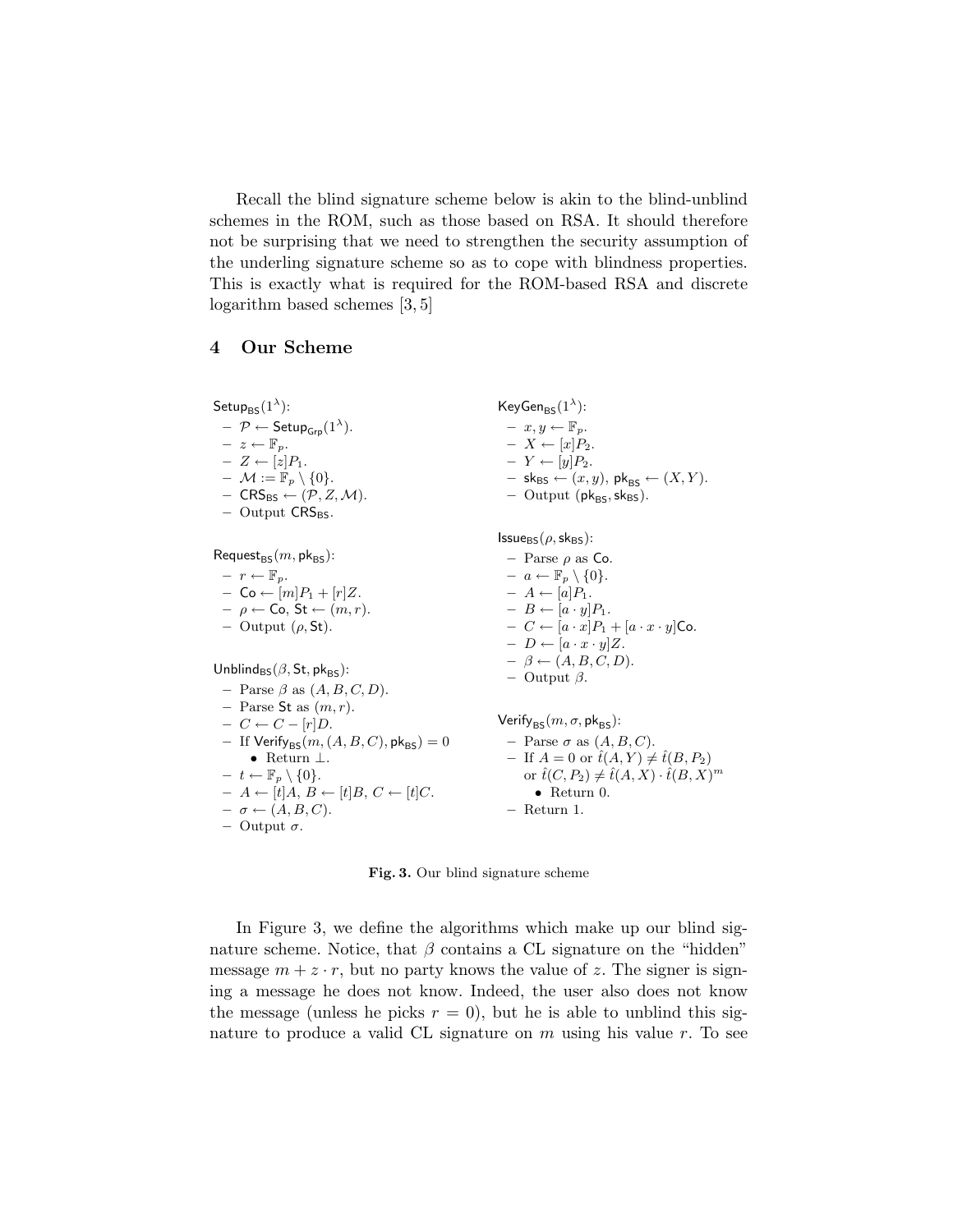Recall the blind signature scheme below is akin to the blind-unblind schemes in the ROM, such as those based on RSA. It should therefore not be surprising that we need to strengthen the security assumption of the underling signature scheme so as to cope with blindness properties. This is exactly what is required for the ROM-based RSA and discrete logarithm based schemes [3, 5]

## 4 Our Scheme

$\mathsf{Setup}_{\mathsf{BS}}(1^\lambda)$:
- $\mathcal{P} \leftarrow \mathsf{Setup}_{\mathsf{Grp}}(1^\lambda)$.
- $z \leftarrow \mathbb{F}_p$.
- $Z \leftarrow [z]P_1$.
- $\mathcal{M} := \mathbb{F}_p \setminus \{0\}$.
- $\mathsf{CRS}_{\mathsf{BS}} \leftarrow (\mathcal{P}, Z, \mathcal{M})$.
- Output $\mathsf{CRS}_{\mathsf{BS}}$.

$\mathsf{KeyGen}_{\mathsf{BS}}(1^\lambda)$:
- $x, y \leftarrow \mathbb{F}_p$.
- $X \leftarrow [x]P_2$.
- $Y \leftarrow [y]P_2$.
- $\mathsf{sk}_{\mathsf{BS}} \leftarrow (x, y)$, $\mathsf{pk}_{\mathsf{BS}} \leftarrow (X, Y)$.
- Output $(\mathsf{pk}_{\mathsf{BS}}, \mathsf{sk}_{\mathsf{BS}})$.

$\mathsf{Request}_{\mathsf{BS}}(m, \mathsf{pk}_{\mathsf{BS}})$:
- $r \leftarrow \mathbb{F}_p$.
- $\mathsf{Co} \leftarrow [m]P_1 + [r]Z$.
- $\rho \leftarrow \mathsf{Co}$, $\mathsf{St} \leftarrow (m, r)$.
- Output $(\rho, \mathsf{St})$.

$\mathsf{Issue}_{\mathsf{BS}}(\rho, \mathsf{sk}_{\mathsf{BS}})$:
- Parse $\rho$ as $\mathsf{Co}$.
- $a \leftarrow \mathbb{F}_p \setminus \{0\}$.
- $A \leftarrow [a]P_1$.
- $B \leftarrow [a \cdot y]P_1$.
- $C \leftarrow [a \cdot x]P_1 + [a \cdot x \cdot y]\mathsf{Co}$.
- $D \leftarrow [a \cdot x \cdot y]Z$.
- $\beta \leftarrow (A, B, C, D)$.
- Output $\beta$.

$\mathsf{Unblind}_{\mathsf{BS}}(\beta, \mathsf{St}, \mathsf{pk}_{\mathsf{BS}})$:
- Parse $\beta$ as $(A, B, C, D)$.
- Parse $\mathsf{St}$ as $(m, r)$.
- $C \leftarrow C - [r]D$.
- If $\mathsf{Verify}_{\mathsf{BS}}(m, (A, B, C), \mathsf{pk}_{\mathsf{BS}}) = 0$
  - Return $\perp$.
- $t \leftarrow \mathbb{F}_p \setminus \{0\}$.
- $A \leftarrow [t]A$, $B \leftarrow [t]B$, $C \leftarrow [t]C$.
- $\sigma \leftarrow (A, B, C)$.
- Output $\sigma$.

$\mathsf{Verify}_{\mathsf{BS}}(m, \sigma, \mathsf{pk}_{\mathsf{BS}})$:
- Parse $\sigma$ as $(A, B, C)$.
- If $A = 0$ or $\hat{t}(A, Y) \neq \hat{t}(B, P_2)$ or $\hat{t}(C, P_2) \neq \hat{t}(A, X) \cdot \hat{t}(B, X)^m$
  - Return 0.
- Return 1.

**Fig. 3.** Our blind signature scheme

In Figure 3, we define the algorithms which make up our blind signature scheme. Notice, that $\beta$ contains a CL signature on the "hidden" message $m + z \cdot r$, but no party knows the value of $z$. The signer is signing a message he does not know. Indeed, the user also does not know the message (unless he picks $r = 0$), but he is able to unblind this signature to produce a valid CL signature on $m$ using his value $r$. To see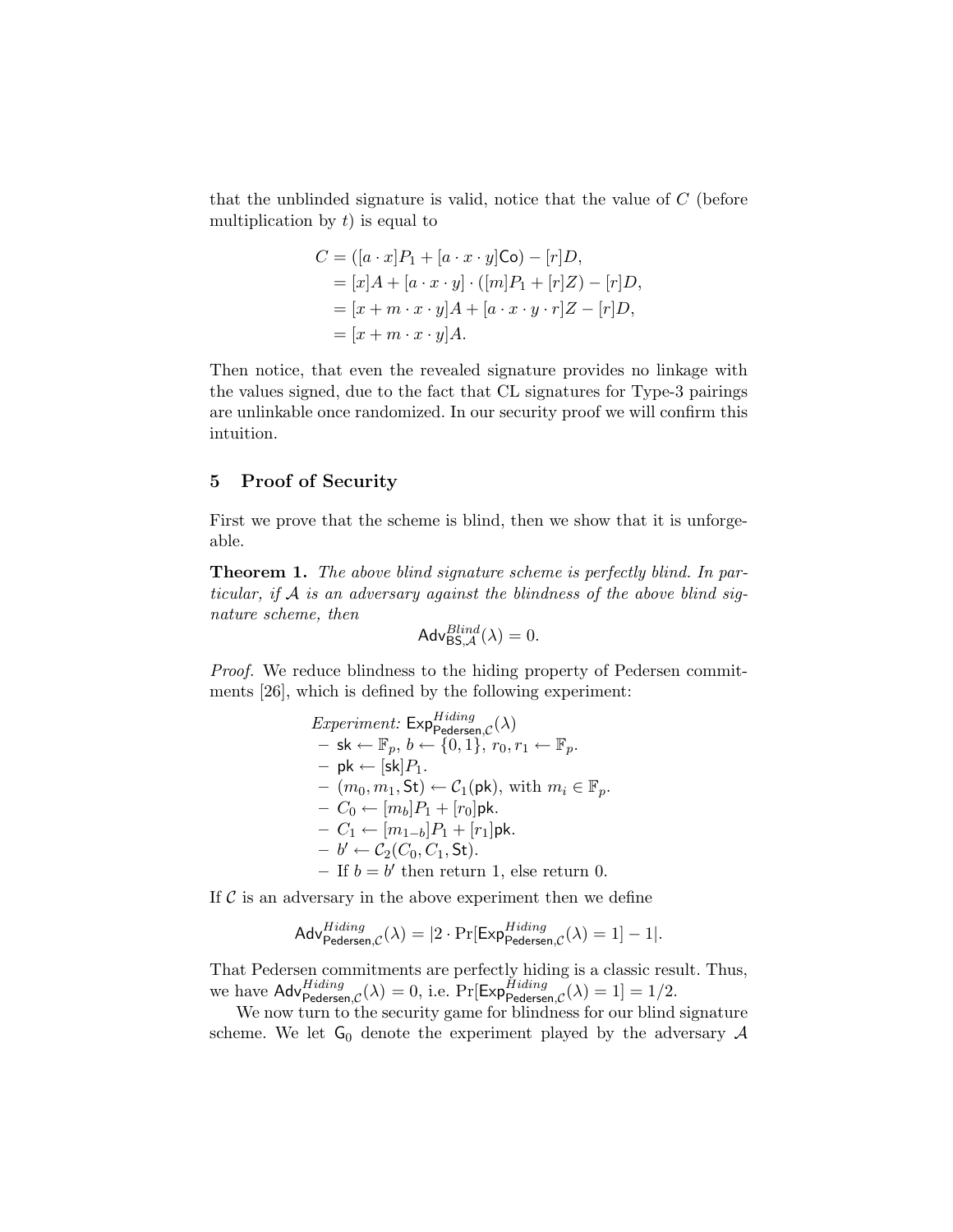that the unblinded signature is valid, notice that the value of $C$ (before multiplication by $t$) is equal to

$$\begin{aligned}
C &= ([a \cdot x]P_1 + [a \cdot x \cdot y]\mathsf{Co}) - [r]D, \\
&= [x]A + [a \cdot x \cdot y] \cdot ([m]P_1 + [r]Z) - [r]D, \\
&= [x + m \cdot x \cdot y]A + [a \cdot x \cdot y \cdot r]Z - [r]D, \\
&= [x + m \cdot x \cdot y]A.
\end{aligned}$$

Then notice, that even the revealed signature provides no linkage with the values signed, due to the fact that CL signatures for Type-3 pairings are unlinkable once randomized. In our security proof we will confirm this intuition.

## 5 Proof of Security

First we prove that the scheme is blind, then we show that it is unforgeable.

**Theorem 1.** *The above blind signature scheme is perfectly blind. In particular, if $\mathcal{A}$ is an adversary against the blindness of the above blind signature scheme, then*

$$\mathsf{Adv}^{Blind}_{\mathsf{BS},\mathcal{A}}(\lambda) = 0.$$

*Proof.* We reduce blindness to the hiding property of Pedersen commitments [26], which is defined by the following experiment:

*Experiment:* $\mathsf{Exp}^{Hiding}_{\mathsf{Pedersen},\mathcal{C}}(\lambda)$
- $\mathsf{sk} \leftarrow \mathbb{F}_p$, $b \leftarrow \{0, 1\}$, $r_0, r_1 \leftarrow \mathbb{F}_p$.
- $\mathsf{pk} \leftarrow [\mathsf{sk}]P_1$.
- $(m_0, m_1, \mathsf{St}) \leftarrow \mathcal{C}_1(\mathsf{pk})$, with $m_i \in \mathbb{F}_p$.
- $C_0 \leftarrow [m_b]P_1 + [r_0]\mathsf{pk}$.
- $C_1 \leftarrow [m_{1-b}]P_1 + [r_1]\mathsf{pk}$.
- $b' \leftarrow \mathcal{C}_2(C_0, C_1, \mathsf{St})$.
- If $b = b'$ then return 1, else return 0.

If $\mathcal{C}$ is an adversary in the above experiment then we define

$$\mathsf{Adv}^{Hiding}_{\mathsf{Pedersen},\mathcal{C}}(\lambda) = |2 \cdot \Pr[\mathsf{Exp}^{Hiding}_{\mathsf{Pedersen},\mathcal{C}}(\lambda) = 1] - 1|.$$

That Pedersen commitments are perfectly hiding is a classic result. Thus, we have $\mathsf{Adv}^{Hiding}_{\mathsf{Pedersen},\mathcal{C}}(\lambda) = 0$, i.e. $\Pr[\mathsf{Exp}^{Hiding}_{\mathsf{Pedersen},\mathcal{C}}(\lambda) = 1] = 1/2$.

We now turn to the security game for blindness for our blind signature scheme. We let $\mathsf{G}_0$ denote the experiment played by the adversary $\mathcal{A}$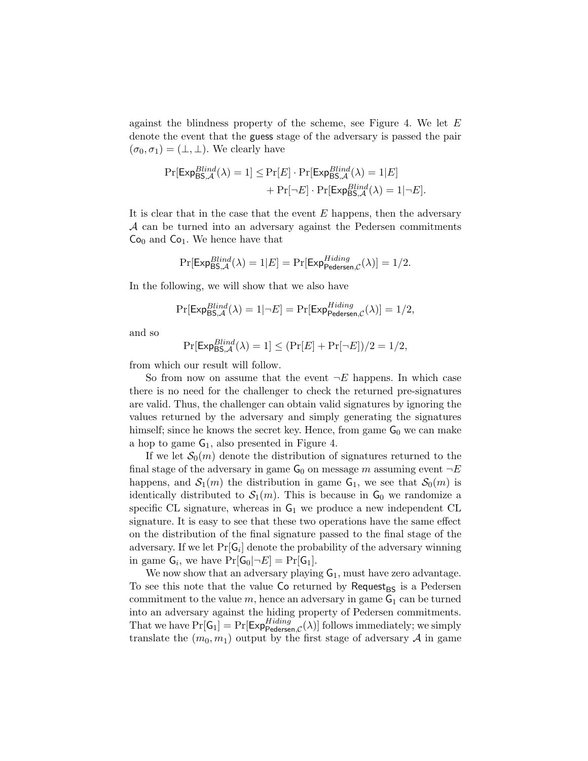against the blindness property of the scheme, see Figure 4. We let $E$ denote the event that the guess stage of the adversary is passed the pair $(\sigma_0, \sigma_1) = (\perp, \perp)$. We clearly have

$$\begin{aligned}\Pr[\mathsf{Exp}^{Blind}_{\mathsf{BS},\mathcal{A}}(\lambda) = 1] \leq & \Pr[E] \cdot \Pr[\mathsf{Exp}^{Blind}_{\mathsf{BS},\mathcal{A}}(\lambda) = 1|E] \\ & + \Pr[\neg E] \cdot \Pr[\mathsf{Exp}^{Blind}_{\mathsf{BS},\mathcal{A}}(\lambda) = 1|\neg E].\end{aligned}$$

It is clear that in the case that the event $E$ happens, then the adversary $\mathcal{A}$ can be turned into an adversary against the Pedersen commitments $\mathsf{Co}_0$ and $\mathsf{Co}_1$. We hence have that

$$\Pr[\mathsf{Exp}^{Blind}_{\mathsf{BS},\mathcal{A}}(\lambda) = 1|E] = \Pr[\mathsf{Exp}^{Hiding}_{\mathsf{Pedersen},\mathcal{C}}(\lambda)] = 1/2.$$

In the following, we will show that we also have

$$\Pr[\mathsf{Exp}^{Blind}_{\mathsf{BS},\mathcal{A}}(\lambda) = 1|\neg E] = \Pr[\mathsf{Exp}^{Hiding}_{\mathsf{Pedersen},\mathcal{C}}(\lambda)] = 1/2,$$

and so

$$\Pr[\mathsf{Exp}^{Blind}_{\mathsf{BS},\mathcal{A}}(\lambda) = 1] \leq (\Pr[E] + \Pr[\neg E])/2 = 1/2,$$

from which our result will follow.

So from now on assume that the event $\neg E$ happens. In which case there is no need for the challenger to check the returned pre-signatures are valid. Thus, the challenger can obtain valid signatures by ignoring the values returned by the adversary and simply generating the signatures himself; since he knows the secret key. Hence, from game $\mathsf{G}_0$ we can make a hop to game $\mathsf{G}_1$, also presented in Figure 4.

If we let $\mathcal{S}_0(m)$ denote the distribution of signatures returned to the final stage of the adversary in game $\mathsf{G}_0$ on message $m$ assuming event $\neg E$ happens, and $\mathcal{S}_1(m)$ the distribution in game $\mathsf{G}_1$, we see that $\mathcal{S}_0(m)$ is identically distributed to $\mathcal{S}_1(m)$. This is because in $\mathsf{G}_0$ we randomize a specific CL signature, whereas in $\mathsf{G}_1$ we produce a new independent CL signature. It is easy to see that these two operations have the same effect on the distribution of the final signature passed to the final stage of the adversary. If we let $\Pr[\mathsf{G}_i]$ denote the probability of the adversary winning in game $\mathsf{G}_i$, we have $\Pr[\mathsf{G}_0|\neg E] = \Pr[\mathsf{G}_1]$.

We now show that an adversary playing $\mathsf{G}_1$, must have zero advantage. To see this note that the value $\mathsf{Co}$ returned by $\mathsf{Request}_{\mathsf{BS}}$ is a Pedersen commitment to the value $m$, hence an adversary in game $\mathsf{G}_1$ can be turned into an adversary against the hiding property of Pedersen commitments. That we have $\Pr[\mathsf{G}_1] = \Pr[\mathsf{Exp}^{Hiding}_{\mathsf{Pedersen},\mathcal{C}}(\lambda)]$ follows immediately; we simply translate the $(m_0, m_1)$ output by the first stage of adversary $\mathcal{A}$ in game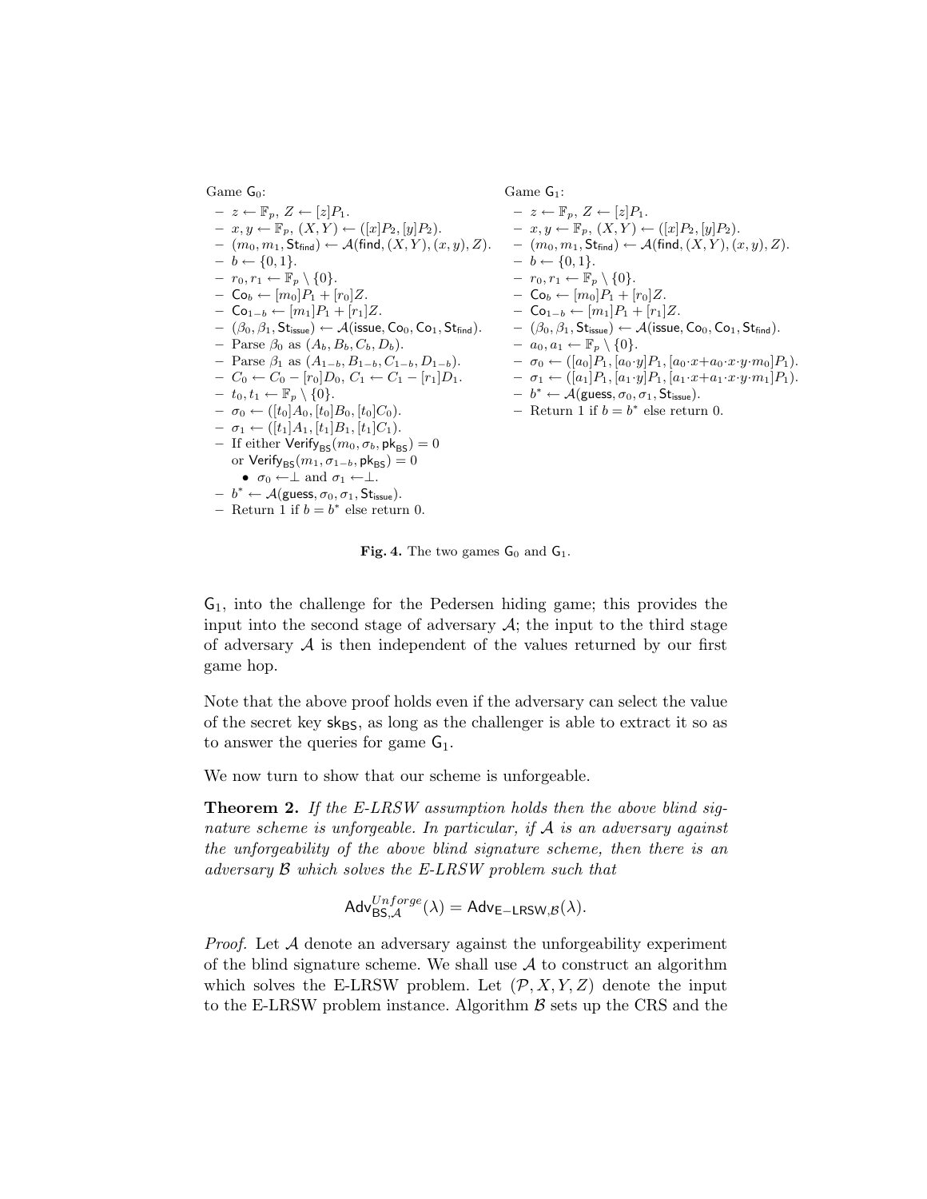Game $\mathsf{G}_0$:

- $z \leftarrow \mathbb{F}_p$, $Z \leftarrow [z]P_1$.
- $x, y \leftarrow \mathbb{F}_p$, $(X, Y) \leftarrow ([x]P_2, [y]P_2)$.
- $(m_0, m_1, \mathsf{St}_{\mathsf{find}}) \leftarrow \mathcal{A}(\mathsf{find}, (X, Y), (x, y), Z)$.
- $b \leftarrow \{0, 1\}$.
- $r_0, r_1 \leftarrow \mathbb{F}_p \setminus \{0\}$.
- $\mathsf{Co}_b \leftarrow [m_0]P_1 + [r_0]Z$.
- $\mathsf{Co}_{1-b} \leftarrow [m_1]P_1 + [r_1]Z$.
- $(\beta_0, \beta_1, \mathsf{St}_{\mathsf{issue}}) \leftarrow \mathcal{A}(\mathsf{issue}, \mathsf{Co}_0, \mathsf{Co}_1, \mathsf{St}_{\mathsf{find}})$.
- Parse $\beta_0$ as $(A_b, B_b, C_b, D_b)$.
- Parse $\beta_1$ as $(A_{1-b}, B_{1-b}, C_{1-b}, D_{1-b})$.
- $C_0 \leftarrow C_0 - [r_0]D_0$, $C_1 \leftarrow C_1 - [r_1]D_1$.
- $t_0, t_1 \leftarrow \mathbb{F}_p \setminus \{0\}$.
- $\sigma_0 \leftarrow ([t_0]A_0, [t_0]B_0, [t_0]C_0)$.
- $\sigma_1 \leftarrow ([t_1]A_1, [t_1]B_1, [t_1]C_1)$.
- If either $\mathsf{Verify}_{\mathsf{BS}}(m_0, \sigma_b, \mathsf{pk}_{\mathsf{BS}}) = 0$ or $\mathsf{Verify}_{\mathsf{BS}}(m_1, \sigma_{1-b}, \mathsf{pk}_{\mathsf{BS}}) = 0$
  - $\sigma_0 \leftarrow \perp$ and $\sigma_1 \leftarrow \perp$.
- $b^* \leftarrow \mathcal{A}(\mathsf{guess}, \sigma_0, \sigma_1, \mathsf{St}_{\mathsf{issue}})$.
- Return 1 if $b = b^*$ else return 0.

Game $\mathsf{G}_1$:

- $z \leftarrow \mathbb{F}_p$, $Z \leftarrow [z]P_1$.
- $x, y \leftarrow \mathbb{F}_p$, $(X, Y) \leftarrow ([x]P_2, [y]P_2)$.
- $(m_0, m_1, \mathsf{St}_{\mathsf{find}}) \leftarrow \mathcal{A}(\mathsf{find}, (X, Y), (x, y), Z)$.
- $b \leftarrow \{0, 1\}$.
- $r_0, r_1 \leftarrow \mathbb{F}_p \setminus \{0\}$.
- $\mathsf{Co}_b \leftarrow [m_0]P_1 + [r_0]Z$.
- $\mathsf{Co}_{1-b} \leftarrow [m_1]P_1 + [r_1]Z$.
- $(\beta_0, \beta_1, \mathsf{St}_{\mathsf{issue}}) \leftarrow \mathcal{A}(\mathsf{issue}, \mathsf{Co}_0, \mathsf{Co}_1, \mathsf{St}_{\mathsf{find}})$.
- $a_0, a_1 \leftarrow \mathbb{F}_p \setminus \{0\}$.
- $\sigma_0 \leftarrow ([a_0]P_1, [a_0 \cdot y]P_1, [a_0 \cdot x + a_0 \cdot x \cdot y \cdot m_0]P_1)$.
- $\sigma_1 \leftarrow ([a_1]P_1, [a_1 \cdot y]P_1, [a_1 \cdot x + a_1 \cdot x \cdot y \cdot m_1]P_1)$.
- $b^* \leftarrow \mathcal{A}(\mathsf{guess}, \sigma_0, \sigma_1, \mathsf{St}_{\mathsf{issue}})$.
- Return 1 if $b = b^*$ else return 0.

**Fig. 4.** The two games $\mathsf{G}_0$ and $\mathsf{G}_1$.

$\mathsf{G}_1$, into the challenge for the Pedersen hiding game; this provides the input into the second stage of adversary $\mathcal{A}$; the input to the third stage of adversary $\mathcal{A}$ is then independent of the values returned by our first game hop.

Note that the above proof holds even if the adversary can select the value of the secret key $\mathsf{sk}_{\mathsf{BS}}$, as long as the challenger is able to extract it so as to answer the queries for game $\mathsf{G}_1$.

We now turn to show that our scheme is unforgeable.

**Theorem 2.** *If the E-LRSW assumption holds then the above blind signature scheme is unforgeable. In particular, if $\mathcal{A}$ is an adversary against the unforgeability of the above blind signature scheme, then there is an adversary $\mathcal{B}$ which solves the E-LRSW problem such that*

$$\mathsf{Adv}^{Unforge}_{\mathsf{BS},\mathcal{A}}(\lambda) = \mathsf{Adv}_{\mathsf{E-LRSW},\mathcal{B}}(\lambda).$$

*Proof.* Let $\mathcal{A}$ denote an adversary against the unforgeability experiment of the blind signature scheme. We shall use $\mathcal{A}$ to construct an algorithm which solves the E-LRSW problem. Let $(\mathcal{P}, X, Y, Z)$ denote the input to the E-LRSW problem instance. Algorithm $\mathcal{B}$ sets up the CRS and the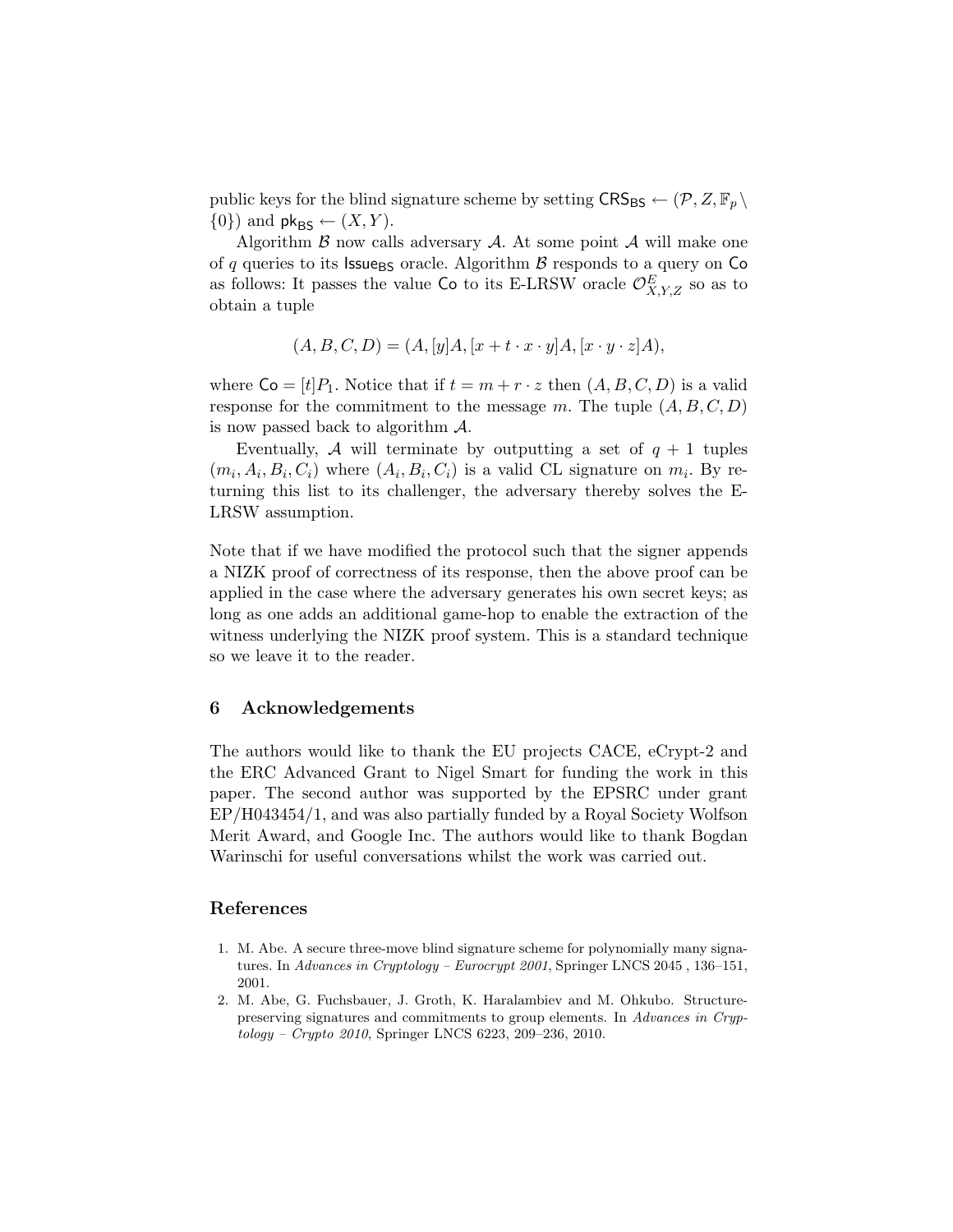public keys for the blind signature scheme by setting $\mathsf{CRS}_{\mathsf{BS}} \leftarrow (\mathcal{P}, Z, \mathbb{F}_p \setminus \{0\})$ and $\mathsf{pk}_{\mathsf{BS}} \leftarrow (X, Y)$.

Algorithm $\mathcal{B}$ now calls adversary $\mathcal{A}$. At some point $\mathcal{A}$ will make one of $q$ queries to its $\mathsf{Issue}_{\mathsf{BS}}$ oracle. Algorithm $\mathcal{B}$ responds to a query on $\mathsf{Co}$ as follows: It passes the value $\mathsf{Co}$ to its E-LRSW oracle $\mathcal{O}^E_{X,Y,Z}$ so as to obtain a tuple

$$(A, B, C, D) = (A, [y]A, [x + t \cdot x \cdot y]A, [x \cdot y \cdot z]A),$$

where $\mathsf{Co} = [t]P_1$. Notice that if $t = m + r \cdot z$ then $(A, B, C, D)$ is a valid response for the commitment to the message $m$. The tuple $(A, B, C, D)$ is now passed back to algorithm $\mathcal{A}$.

Eventually, $\mathcal{A}$ will terminate by outputting a set of $q + 1$ tuples $(m_i, A_i, B_i, C_i)$ where $(A_i, B_i, C_i)$ is a valid CL signature on $m_i$. By returning this list to its challenger, the adversary thereby solves the E-LRSW assumption.

Note that if we have modified the protocol such that the signer appends a NIZK proof of correctness of its response, then the above proof can be applied in the case where the adversary generates his own secret keys; as long as one adds an additional game-hop to enable the extraction of the witness underlying the NIZK proof system. This is a standard technique so we leave it to the reader.

## 6 Acknowledgements

The authors would like to thank the EU projects CACE, eCrypt-2 and the ERC Advanced Grant to Nigel Smart for funding the work in this paper. The second author was supported by the EPSRC under grant EP/H043454/1, and was also partially funded by a Royal Society Wolfson Merit Award, and Google Inc. The authors would like to thank Bogdan Warinschi for useful conversations whilst the work was carried out.

## References

1. M. Abe. A secure three-move blind signature scheme for polynomially many signatures. In *Advances in Cryptology – Eurocrypt 2001*, Springer LNCS 2045 , 136–151, 2001.
2. M. Abe, G. Fuchsbauer, J. Groth, K. Haralambiev and M. Ohkubo. Structure-preserving signatures and commitments to group elements. In *Advances in Cryptology – Crypto 2010*, Springer LNCS 6223, 209–236, 2010.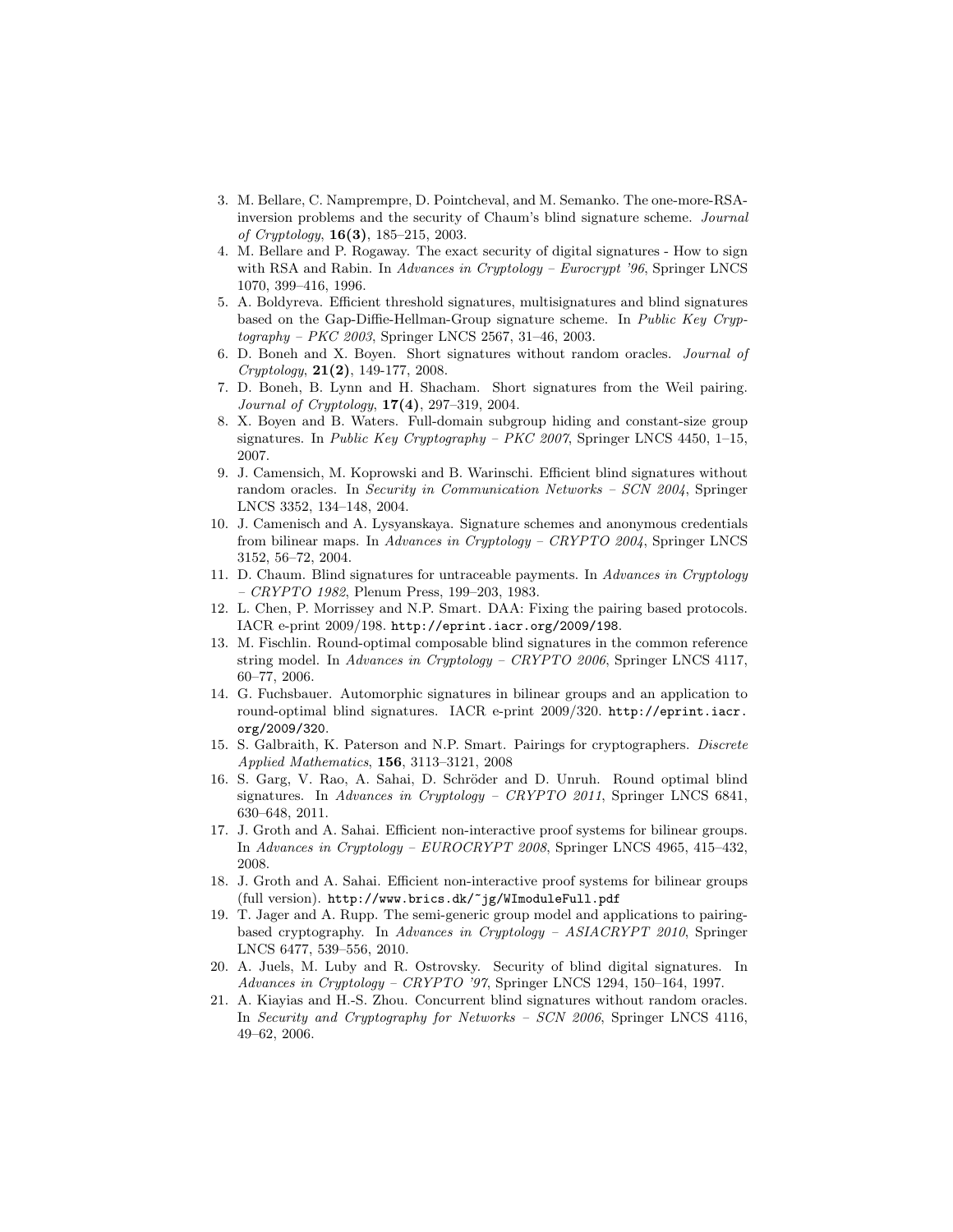3. M. Bellare, C. Namprempre, D. Pointcheval, and M. Semanko. The one-more-RSA-inversion problems and the security of Chaum's blind signature scheme. *Journal of Cryptology*, **16(3)**, 185–215, 2003.
4. M. Bellare and P. Rogaway. The exact security of digital signatures - How to sign with RSA and Rabin. In *Advances in Cryptology – Eurocrypt '96*, Springer LNCS 1070, 399–416, 1996.
5. A. Boldyreva. Efficient threshold signatures, multisignatures and blind signatures based on the Gap-Diffie-Hellman-Group signature scheme. In *Public Key Cryptography – PKC 2003*, Springer LNCS 2567, 31–46, 2003.
6. D. Boneh and X. Boyen. Short signatures without random oracles. *Journal of Cryptology*, **21(2)**, 149-177, 2008.
7. D. Boneh, B. Lynn and H. Shacham. Short signatures from the Weil pairing. *Journal of Cryptology*, **17(4)**, 297–319, 2004.
8. X. Boyen and B. Waters. Full-domain subgroup hiding and constant-size group signatures. In *Public Key Cryptography – PKC 2007*, Springer LNCS 4450, 1–15, 2007.
9. J. Camensich, M. Koprowski and B. Warinschi. Efficient blind signatures without random oracles. In *Security in Communication Networks – SCN 2004*, Springer LNCS 3352, 134–148, 2004.
10. J. Camenisch and A. Lysyanskaya. Signature schemes and anonymous credentials from bilinear maps. In *Advances in Cryptology – CRYPTO 2004*, Springer LNCS 3152, 56–72, 2004.
11. D. Chaum. Blind signatures for untraceable payments. In *Advances in Cryptology – CRYPTO 1982*, Plenum Press, 199–203, 1983.
12. L. Chen, P. Morrissey and N.P. Smart. DAA: Fixing the pairing based protocols. IACR e-print 2009/198. `http://eprint.iacr.org/2009/198`.
13. M. Fischlin. Round-optimal composable blind signatures in the common reference string model. In *Advances in Cryptology – CRYPTO 2006*, Springer LNCS 4117, 60–77, 2006.
14. G. Fuchsbauer. Automorphic signatures in bilinear groups and an application to round-optimal blind signatures. IACR e-print 2009/320. `http://eprint.iacr.org/2009/320`.
15. S. Galbraith, K. Paterson and N.P. Smart. Pairings for cryptographers. *Discrete Applied Mathematics*, **156**, 3113–3121, 2008
16. S. Garg, V. Rao, A. Sahai, D. Schröder and D. Unruh. Round optimal blind signatures. In *Advances in Cryptology – CRYPTO 2011*, Springer LNCS 6841, 630–648, 2011.
17. J. Groth and A. Sahai. Efficient non-interactive proof systems for bilinear groups. In *Advances in Cryptology – EUROCRYPT 2008*, Springer LNCS 4965, 415–432, 2008.
18. J. Groth and A. Sahai. Efficient non-interactive proof systems for bilinear groups (full version). `http://www.brics.dk/~jg/WImoduleFull.pdf`
19. T. Jager and A. Rupp. The semi-generic group model and applications to pairing-based cryptography. In *Advances in Cryptology – ASIACRYPT 2010*, Springer LNCS 6477, 539–556, 2010.
20. A. Juels, M. Luby and R. Ostrovsky. Security of blind digital signatures. In *Advances in Cryptology – CRYPTO '97*, Springer LNCS 1294, 150–164, 1997.
21. A. Kiayias and H.-S. Zhou. Concurrent blind signatures without random oracles. In *Security and Cryptography for Networks – SCN 2006*, Springer LNCS 4116, 49–62, 2006.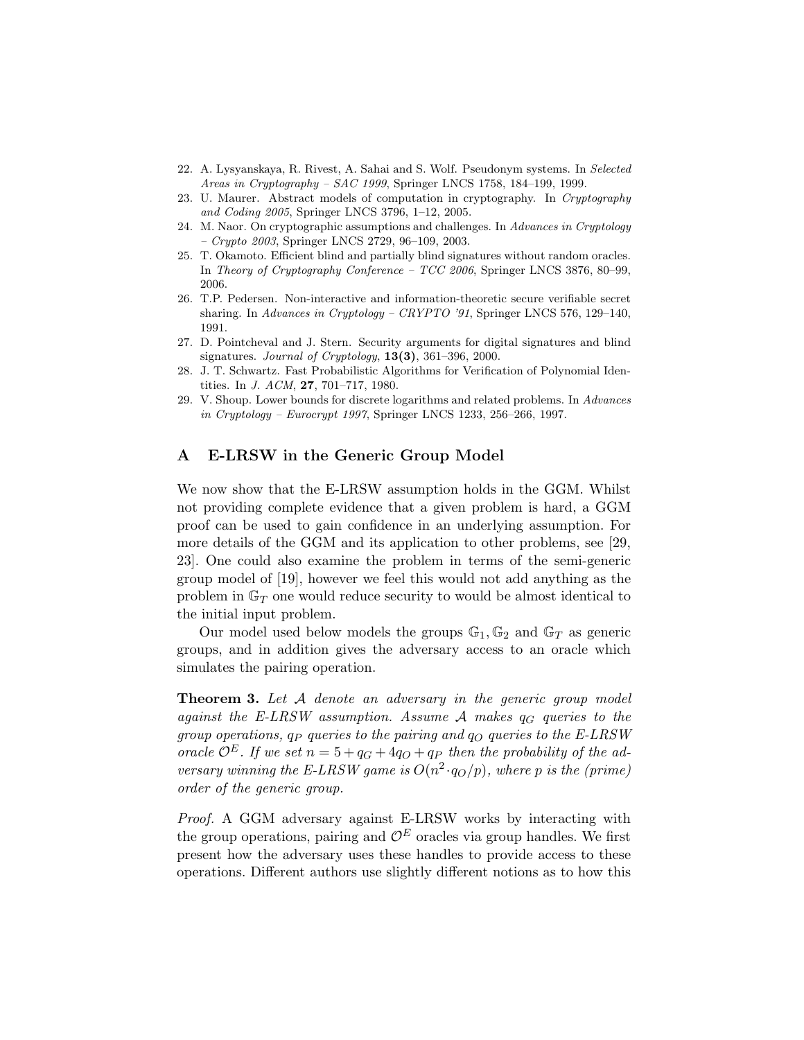22. A. Lysyanskaya, R. Rivest, A. Sahai and S. Wolf. Pseudonym systems. In *Selected Areas in Cryptography – SAC 1999*, Springer LNCS 1758, 184–199, 1999.
23. U. Maurer. Abstract models of computation in cryptography. In *Cryptography and Coding 2005*, Springer LNCS 3796, 1–12, 2005.
24. M. Naor. On cryptographic assumptions and challenges. In *Advances in Cryptology – Crypto 2003*, Springer LNCS 2729, 96–109, 2003.
25. T. Okamoto. Efficient blind and partially blind signatures without random oracles. In *Theory of Cryptography Conference – TCC 2006*, Springer LNCS 3876, 80–99, 2006.
26. T.P. Pedersen. Non-interactive and information-theoretic secure verifiable secret sharing. In *Advances in Cryptology – CRYPTO '91*, Springer LNCS 576, 129–140, 1991.
27. D. Pointcheval and J. Stern. Security arguments for digital signatures and blind signatures. *Journal of Cryptology*, **13(3)**, 361–396, 2000.
28. J. T. Schwartz. Fast Probabilistic Algorithms for Verification of Polynomial Identities. In *J. ACM*, **27**, 701–717, 1980.
29. V. Shoup. Lower bounds for discrete logarithms and related problems. In *Advances in Cryptology – Eurocrypt 1997*, Springer LNCS 1233, 256–266, 1997.

## A E-LRSW in the Generic Group Model

We now show that the E-LRSW assumption holds in the GGM. Whilst not providing complete evidence that a given problem is hard, a GGM proof can be used to gain confidence in an underlying assumption. For more details of the GGM and its application to other problems, see [29, 23]. One could also examine the problem in terms of the semi-generic group model of [19], however we feel this would not add anything as the problem in $\mathbb{G}_T$ one would reduce security to would be almost identical to the initial input problem.

Our model used below models the groups $\mathbb{G}_1, \mathbb{G}_2$ and $\mathbb{G}_T$ as generic groups, and in addition gives the adversary access to an oracle which simulates the pairing operation.

**Theorem 3.** *Let $\mathcal{A}$ denote an adversary in the generic group model against the E-LRSW assumption. Assume $\mathcal{A}$ makes $q_G$ queries to the group operations, $q_P$ queries to the pairing and $q_O$ queries to the E-LRSW oracle $\mathcal{O}^E$. If we set $n = 5 + q_G + 4q_O + q_P$ then the probability of the adversary winning the E-LRSW game is $O(n^2 \cdot q_O/p)$, where $p$ is the (prime) order of the generic group.*

*Proof.* A GGM adversary against E-LRSW works by interacting with the group operations, pairing and $\mathcal{O}^E$ oracles via group handles. We first present how the adversary uses these handles to provide access to these operations. Different authors use slightly different notions as to how this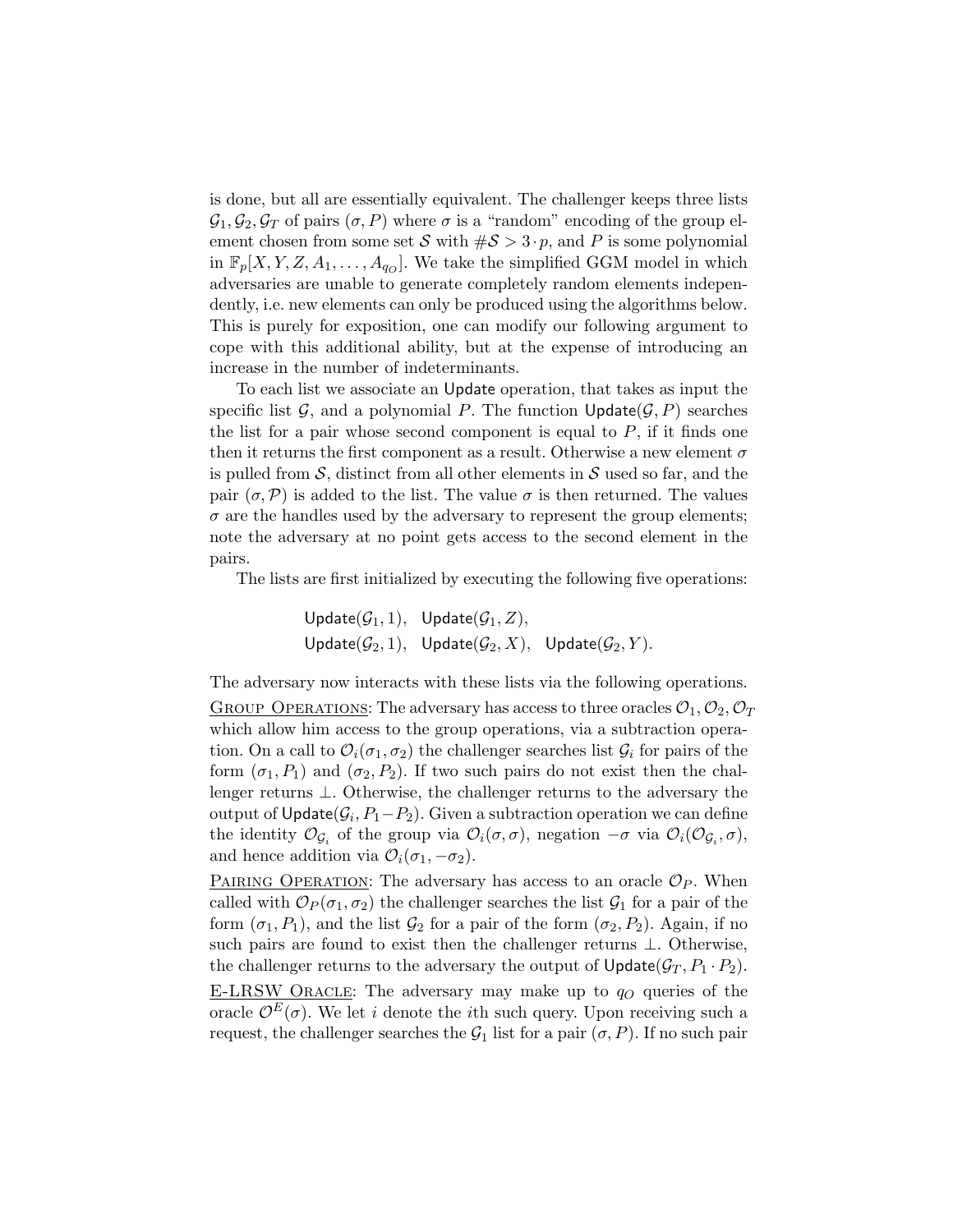is done, but all are essentially equivalent. The challenger keeps three lists $\mathcal{G}_1, \mathcal{G}_2, \mathcal{G}_T$ of pairs $(\sigma, P)$ where $\sigma$ is a "random" encoding of the group element chosen from some set $\mathcal{S}$ with $\#\mathcal{S} > 3 \cdot p$, and $P$ is some polynomial in $\mathbb{F}_p[X, Y, Z, A_1, \ldots, A_{q_O}]$. We take the simplified GGM model in which adversaries are unable to generate completely random elements independently, i.e. new elements can only be produced using the algorithms below. This is purely for exposition, one can modify our following argument to cope with this additional ability, but at the expense of introducing an increase in the number of indeterminants.

To each list we associate an $\mathsf{Update}$ operation, that takes as input the specific list $\mathcal{G}$, and a polynomial $P$. The function $\mathsf{Update}(\mathcal{G}, P)$ searches the list for a pair whose second component is equal to $P$, if it finds one then it returns the first component as a result. Otherwise a new element $\sigma$ is pulled from $\mathcal{S}$, distinct from all other elements in $\mathcal{S}$ used so far, and the pair $(\sigma, \mathcal{P})$ is added to the list. The value $\sigma$ is then returned. The values $\sigma$ are the handles used by the adversary to represent the group elements; note the adversary at no point gets access to the second element in the pairs.

The lists are first initialized by executing the following five operations:

$$\mathsf{Update}(\mathcal{G}_1, 1), \quad \mathsf{Update}(\mathcal{G}_1, Z),$$
$$\mathsf{Update}(\mathcal{G}_2, 1), \quad \mathsf{Update}(\mathcal{G}_2, X), \quad \mathsf{Update}(\mathcal{G}_2, Y).$$

The adversary now interacts with these lists via the following operations.

<u>Group Operations</u>: The adversary has access to three oracles $\mathcal{O}_1, \mathcal{O}_2, \mathcal{O}_T$ which allow him access to the group operations, via a subtraction operation. On a call to $\mathcal{O}_i(\sigma_1, \sigma_2)$ the challenger searches list $\mathcal{G}_i$ for pairs of the form $(\sigma_1, P_1)$ and $(\sigma_2, P_2)$. If two such pairs do not exist then the challenger returns $\perp$. Otherwise, the challenger returns to the adversary the output of $\mathsf{Update}(\mathcal{G}_i, P_1 - P_2)$. Given a subtraction operation we can define the identity $\mathcal{O}_{\mathcal{G}_i}$ of the group via $\mathcal{O}_i(\sigma, \sigma)$, negation $-\sigma$ via $\mathcal{O}_i(\mathcal{O}_{\mathcal{G}_i}, \sigma)$, and hence addition via $\mathcal{O}_i(\sigma_1, -\sigma_2)$.

<u>Pairing Operation</u>: The adversary has access to an oracle $\mathcal{O}_P$. When called with $\mathcal{O}_P(\sigma_1, \sigma_2)$ the challenger searches the list $\mathcal{G}_1$ for a pair of the form $(\sigma_1, P_1)$, and the list $\mathcal{G}_2$ for a pair of the form $(\sigma_2, P_2)$. Again, if no such pairs are found to exist then the challenger returns $\perp$. Otherwise, the challenger returns to the adversary the output of $\mathsf{Update}(\mathcal{G}_T, P_1 \cdot P_2)$.

<u>E-LRSW Oracle</u>: The adversary may make up to $q_O$ queries of the oracle $\mathcal{O}^E(\sigma)$. We let $i$ denote the $i$th such query. Upon receiving such a request, the challenger searches the $\mathcal{G}_1$ list for a pair $(\sigma, P)$. If no such pair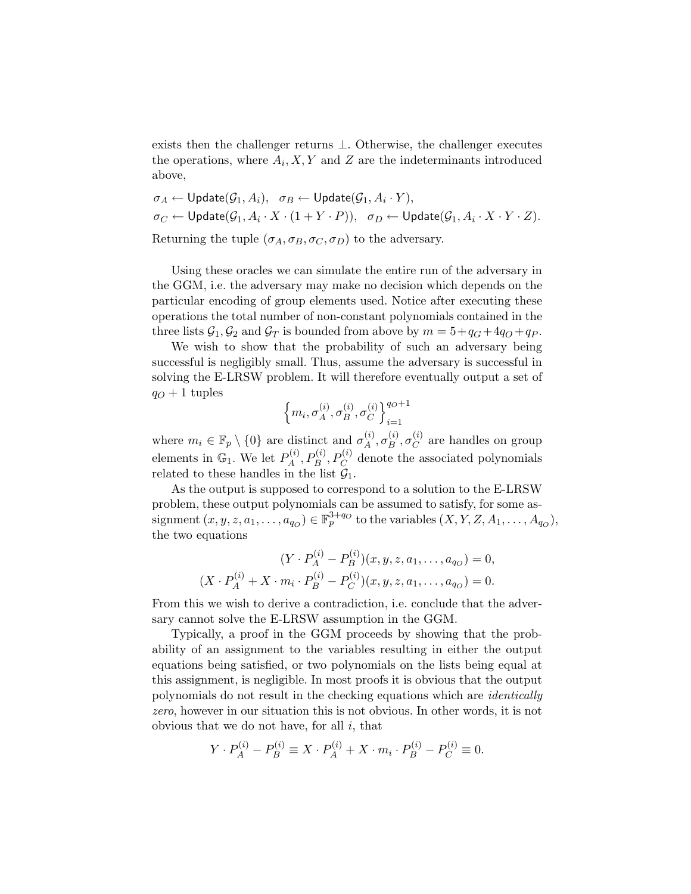exists then the challenger returns $\perp$. Otherwise, the challenger executes the operations, where $A_i, X, Y$ and $Z$ are the indeterminants introduced above,

$$\sigma_A \leftarrow \mathsf{Update}(\mathcal{G}_1, A_i), \quad \sigma_B \leftarrow \mathsf{Update}(\mathcal{G}_1, A_i \cdot Y),$$
$$\sigma_C \leftarrow \mathsf{Update}(\mathcal{G}_1, A_i \cdot X \cdot (1 + Y \cdot P)), \quad \sigma_D \leftarrow \mathsf{Update}(\mathcal{G}_1, A_i \cdot X \cdot Y \cdot Z).$$

Returning the tuple $(\sigma_A, \sigma_B, \sigma_C, \sigma_D)$ to the adversary.

Using these oracles we can simulate the entire run of the adversary in the GGM, i.e. the adversary may make no decision which depends on the particular encoding of group elements used. Notice after executing these operations the total number of non-constant polynomials contained in the three lists $\mathcal{G}_1, \mathcal{G}_2$ and $\mathcal{G}_T$ is bounded from above by $m = 5 + q_G + 4q_O + q_P$.

We wish to show that the probability of such an adversary being successful is negligibly small. Thus, assume the adversary is successful in solving the E-LRSW problem. It will therefore eventually output a set of $q_O + 1$ tuples

$$\left\{ m_i, \sigma_A^{(i)}, \sigma_B^{(i)}, \sigma_C^{(i)} \right\}_{i=1}^{q_O+1}$$

where $m_i \in \mathbb{F}_p \setminus \{0\}$ are distinct and $\sigma_A^{(i)}, \sigma_B^{(i)}, \sigma_C^{(i)}$ are handles on group elements in $\mathbb{G}_1$. We let $P_A^{(i)}, P_B^{(i)}, P_C^{(i)}$ denote the associated polynomials related to these handles in the list $\mathcal{G}_1$.

As the output is supposed to correspond to a solution to the E-LRSW problem, these output polynomials can be assumed to satisfy, for some assignment $(x, y, z, a_1, \ldots, a_{q_O}) \in \mathbb{F}_p^{3+q_O}$ to the variables $(X, Y, Z, A_1, \ldots, A_{q_O})$, the two equations

$$(Y \cdot P_A^{(i)} - P_B^{(i)})(x, y, z, a_1, \ldots, a_{q_O}) = 0,$$
$$(X \cdot P_A^{(i)} + X \cdot m_i \cdot P_B^{(i)} - P_C^{(i)})(x, y, z, a_1, \ldots, a_{q_O}) = 0.$$

From this we wish to derive a contradiction, i.e. conclude that the adversary cannot solve the E-LRSW assumption in the GGM.

Typically, a proof in the GGM proceeds by showing that the probability of an assignment to the variables resulting in either the output equations being satisfied, or two polynomials on the lists being equal at this assignment, is negligible. In most proofs it is obvious that the output polynomials do not result in the checking equations which are *identically zero*, however in our situation this is not obvious. In other words, it is not obvious that we do not have, for all $i$, that

$$Y \cdot P_A^{(i)} - P_B^{(i)} \equiv X \cdot P_A^{(i)} + X \cdot m_i \cdot P_B^{(i)} - P_C^{(i)} \equiv 0.$$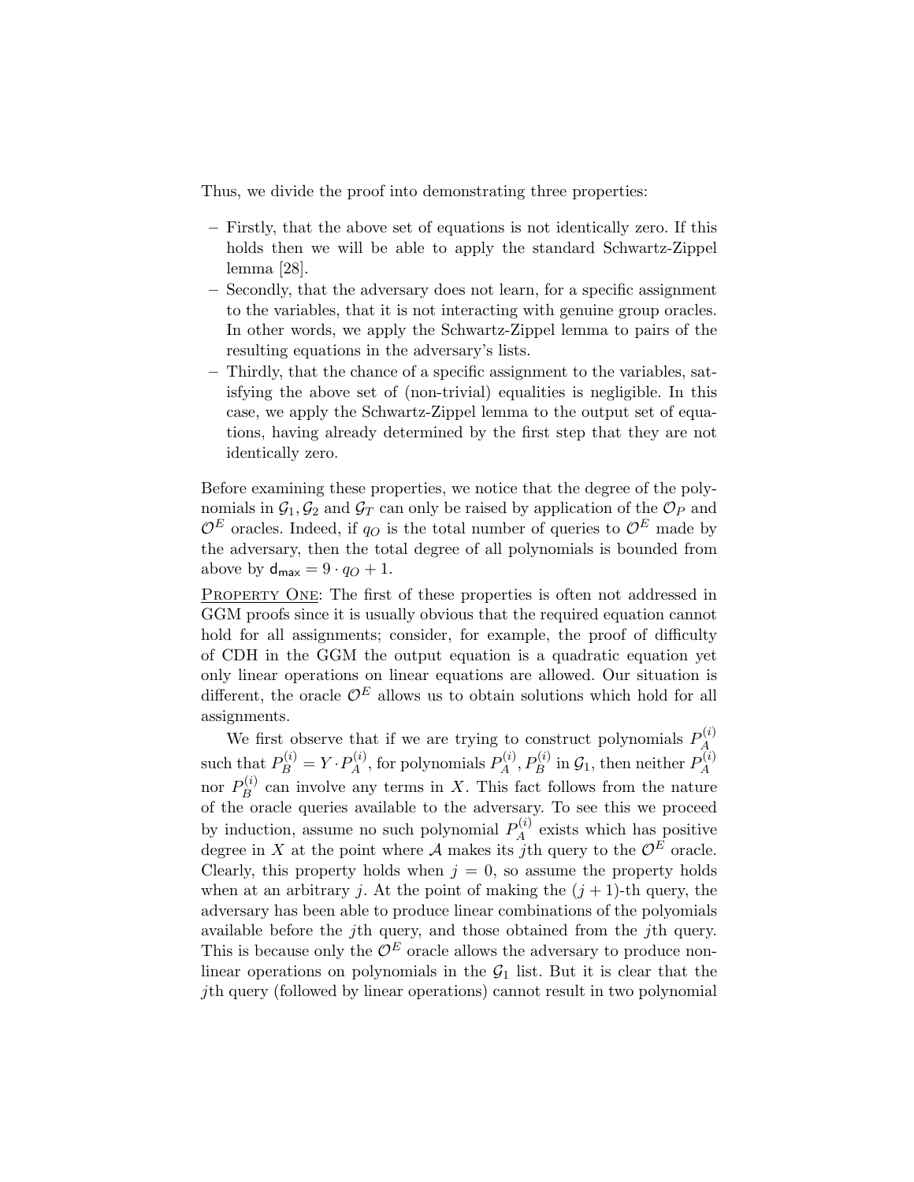Thus, we divide the proof into demonstrating three properties:

- Firstly, that the above set of equations is not identically zero. If this holds then we will be able to apply the standard Schwartz-Zippel lemma [28].
- Secondly, that the adversary does not learn, for a specific assignment to the variables, that it is not interacting with genuine group oracles. In other words, we apply the Schwartz-Zippel lemma to pairs of the resulting equations in the adversary's lists.
- Thirdly, that the chance of a specific assignment to the variables, satisfying the above set of (non-trivial) equalities is negligible. In this case, we apply the Schwartz-Zippel lemma to the output set of equations, having already determined by the first step that they are not identically zero.

Before examining these properties, we notice that the degree of the polynomials in $\mathcal{G}_1, \mathcal{G}_2$ and $\mathcal{G}_T$ can only be raised by application of the $\mathcal{O}_P$ and $\mathcal{O}^E$ oracles. Indeed, if $q_O$ is the total number of queries to $\mathcal{O}^E$ made by the adversary, then the total degree of all polynomials is bounded from above by $\mathsf{d}_{\mathsf{max}} = 9 \cdot q_O + 1$.

<u>Property One</u>: The first of these properties is often not addressed in GGM proofs since it is usually obvious that the required equation cannot hold for all assignments; consider, for example, the proof of difficulty of CDH in the GGM the output equation is a quadratic equation yet only linear operations on linear equations are allowed. Our situation is different, the oracle $\mathcal{O}^E$ allows us to obtain solutions which hold for all assignments.

We first observe that if we are trying to construct polynomials $P_A^{(i)}$ such that $P_B^{(i)} = Y \cdot P_A^{(i)}$, for polynomials $P_A^{(i)}, P_B^{(i)}$ in $\mathcal{G}_1$, then neither $P_A^{(i)}$ nor $P_B^{(i)}$ can involve any terms in $X$. This fact follows from the nature of the oracle queries available to the adversary. To see this we proceed by induction, assume no such polynomial $P_A^{(i)}$ exists which has positive degree in $X$ at the point where $\mathcal{A}$ makes its $j$th query to the $\mathcal{O}^E$ oracle. Clearly, this property holds when $j = 0$, so assume the property holds when at an arbitrary $j$. At the point of making the $(j+1)$-th query, the adversary has been able to produce linear combinations of the polyomials available before the $j$th query, and those obtained from the $j$th query. This is because only the $\mathcal{O}^E$ oracle allows the adversary to produce non-linear operations on polynomials in the $\mathcal{G}_1$ list. But it is clear that the $j$th query (followed by linear operations) cannot result in two polynomial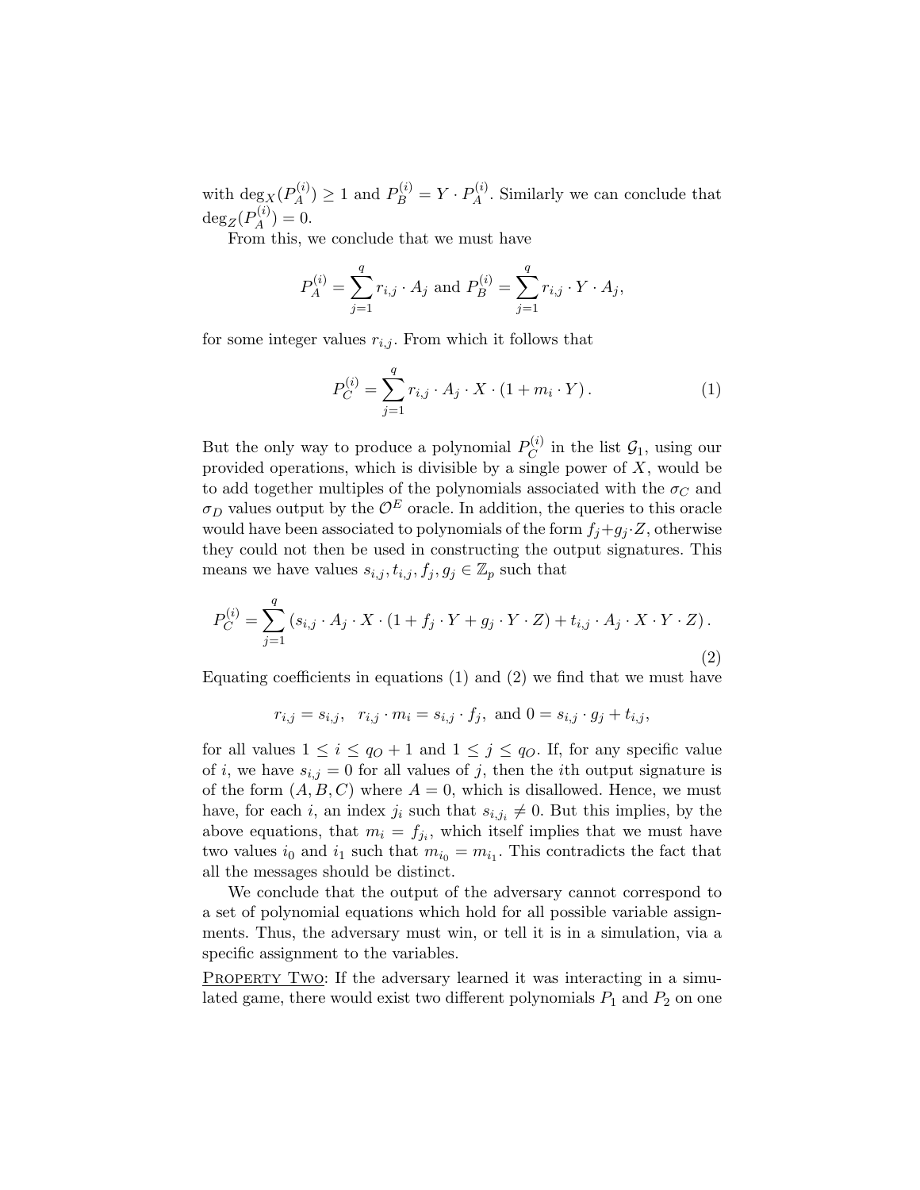with $\deg_X(P_A^{(i)}) \geq 1$ and $P_B^{(i)} = Y \cdot P_A^{(i)}$. Similarly we can conclude that $\deg_Z(P_A^{(i)}) = 0$.

From this, we conclude that we must have

$$P_A^{(i)} = \sum_{j=1}^{q} r_{i,j} \cdot A_j \text{ and } P_B^{(i)} = \sum_{j=1}^{q} r_{i,j} \cdot Y \cdot A_j,$$

for some integer values $r_{i,j}$. From which it follows that

$$P_C^{(i)} = \sum_{j=1}^{q} r_{i,j} \cdot A_j \cdot X \cdot (1 + m_i \cdot Y). \tag{1}$$

But the only way to produce a polynomial $P_C^{(i)}$ in the list $\mathcal{G}_1$, using our provided operations, which is divisible by a single power of $X$, would be to add together multiples of the polynomials associated with the $\sigma_C$ and $\sigma_D$ values output by the $\mathcal{O}^E$ oracle. In addition, the queries to this oracle would have been associated to polynomials of the form $f_j + g_j \cdot Z$, otherwise they could not then be used in constructing the output signatures. This means we have values $s_{i,j}, t_{i,j}, f_j, g_j \in \mathbb{Z}_p$ such that

$$P_C^{(i)} = \sum_{j=1}^{q} \left( s_{i,j} \cdot A_j \cdot X \cdot (1 + f_j \cdot Y + g_j \cdot Y \cdot Z) + t_{i,j} \cdot A_j \cdot X \cdot Y \cdot Z \right). \tag{2}$$

Equating coefficients in equations (1) and (2) we find that we must have

$$r_{i,j} = s_{i,j}, \quad r_{i,j} \cdot m_i = s_{i,j} \cdot f_j, \text{ and } 0 = s_{i,j} \cdot g_j + t_{i,j},$$

for all values $1 \leq i \leq q_O + 1$ and $1 \leq j \leq q_O$. If, for any specific value of $i$, we have $s_{i,j} = 0$ for all values of $j$, then the $i$th output signature is of the form $(A, B, C)$ where $A = 0$, which is disallowed. Hence, we must have, for each $i$, an index $j_i$ such that $s_{i,j_i} \neq 0$. But this implies, by the above equations, that $m_i = f_{j_i}$, which itself implies that we must have two values $i_0$ and $i_1$ such that $m_{i_0} = m_{i_1}$. This contradicts the fact that all the messages should be distinct.

We conclude that the output of the adversary cannot correspond to a set of polynomial equations which hold for all possible variable assignments. Thus, the adversary must win, or tell it is in a simulation, via a specific assignment to the variables.

<u>Property Two</u>: If the adversary learned it was interacting in a simulated game, there would exist two different polynomials $P_1$ and $P_2$ on one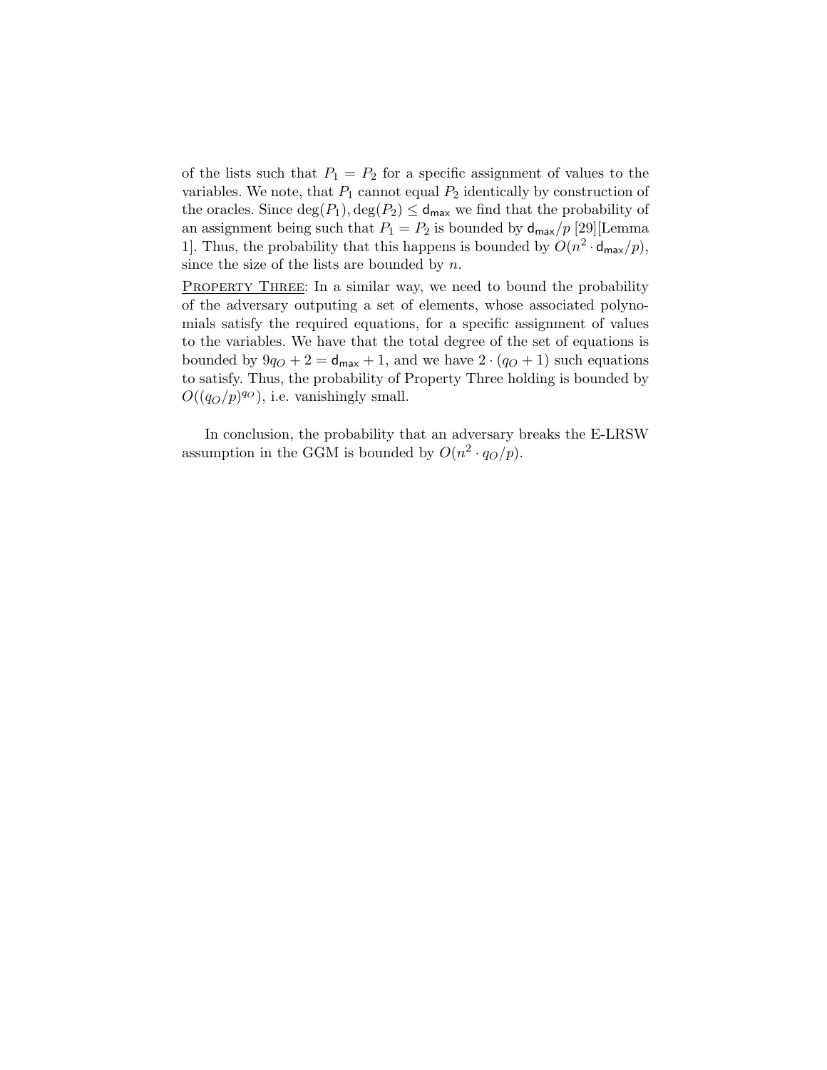of the lists such that $P_1 = P_2$ for a specific assignment of values to the variables. We note, that $P_1$ cannot equal $P_2$ identically by construction of the oracles. Since $\deg(P_1), \deg(P_2) \leq \mathsf{d}_{\mathsf{max}}$ we find that the probability of an assignment being such that $P_1 = P_2$ is bounded by $\mathsf{d}_{\mathsf{max}}/p$ [29][Lemma 1]. Thus, the probability that this happens is bounded by $O(n^2 \cdot \mathsf{d}_{\mathsf{max}}/p)$, since the size of the lists are bounded by $n$.

<u>Property Three</u>: In a similar way, we need to bound the probability of the adversary outputting a set of elements, whose associated polynomials satisfy the required equations, for a specific assignment of values to the variables. We have that the total degree of the set of equations is bounded by $9q_O + 2 = \mathsf{d}_{\mathsf{max}} + 1$, and we have $2 \cdot (q_O + 1)$ such equations to satisfy. Thus, the probability of Property Three holding is bounded by $O((q_O/p)^{q_O})$, i.e. vanishingly small.

In conclusion, the probability that an adversary breaks the E-LRSW assumption in the GGM is bounded by $O(n^2 \cdot q_O/p)$.